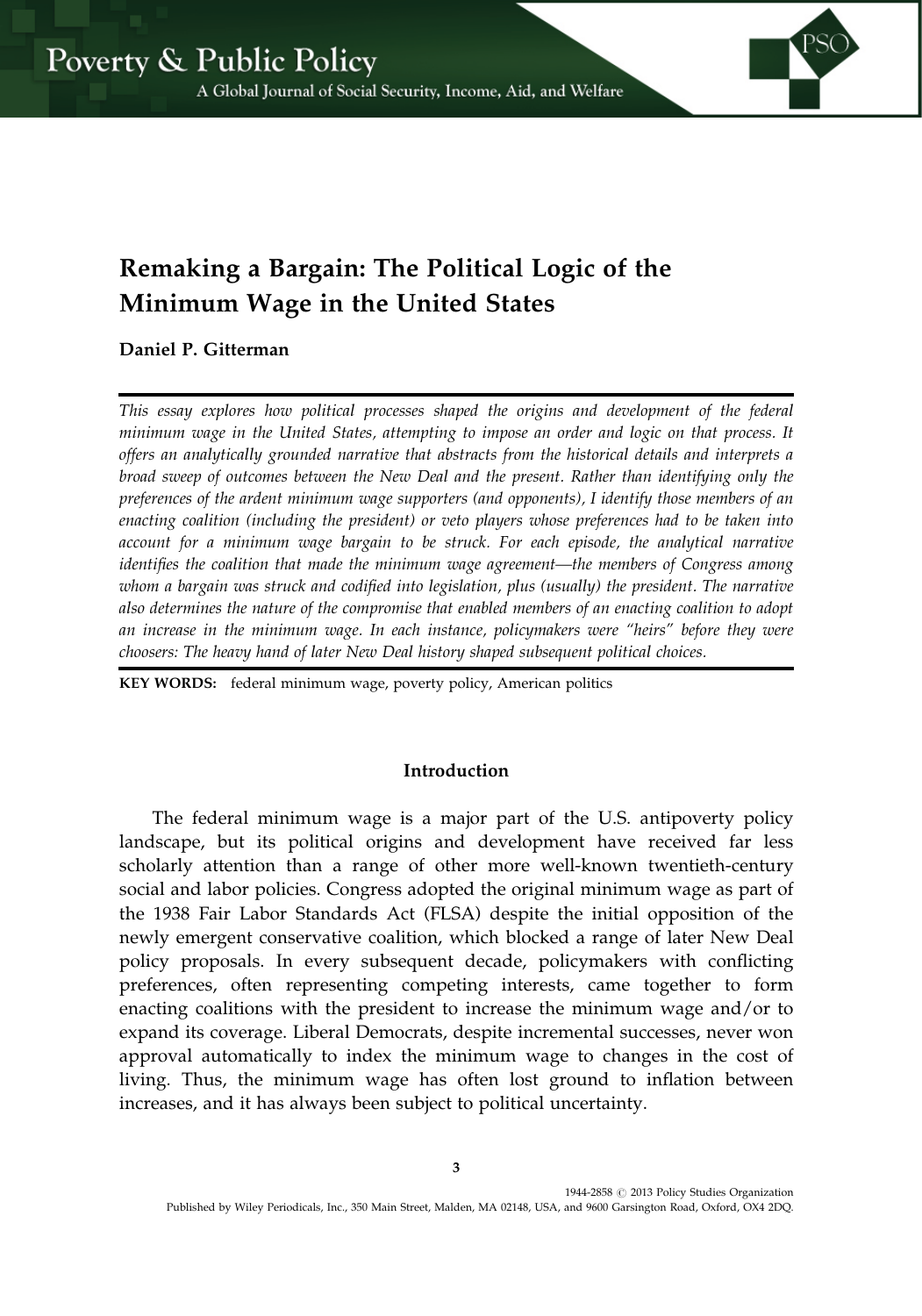# Remaking a Bargain: The Political Logic of the Minimum Wage in the United States

**Daniel P. Gitterman**

*This essay explores how political processes shaped the origins and development of the federal minimum wage in the United States, attempting to impose an order and logic on that process. It offers an analytically grounded narrative that abstracts from the historical details and interprets a broad sweep of outcomes between the New Deal and the present. Rather than identifying only the preferences of the ardent minimum wage supporters (and opponents), I identify those members of an enacting coalition (including the president) or veto players whose preferences had to be taken into account for a minimum wage bargain to be struck. For each episode, the analytical narrative identifies the coalition that made the minimum wage agreement—the members of Congress among whom a bargain was struck and codified into legislation, plus (usually) the president. The narrative also determines the nature of the compromise that enabled members of an enacting coalition to adopt an increase in the minimum wage. In each instance, policymakers were "heirs" before they were choosers: The heavy hand of later New Deal history shaped subsequent political choices.*

**KEY WORDS:** federal minimum wage, poverty policy, American politics

## Introduction

The federal minimum wage is a major part of the U.S. antipoverty policy landscape, but its political origins and development have received far less scholarly attention than a range of other more well-known twentieth-century social and labor policies. Congress adopted the original minimum wage as part of the 1938 Fair Labor Standards Act (FLSA) despite the initial opposition of the newly emergent conservative coalition, which blocked a range of later New Deal policy proposals. In every subsequent decade, policymakers with conflicting preferences, often representing competing interests, came together to form enacting coalitions with the president to increase the minimum wage and/or to expand its coverage. Liberal Democrats, despite incremental successes, never won approval automatically to index the minimum wage to changes in the cost of living. Thus, the minimum wage has often lost ground to inflation between increases, and it has always been subject to political uncertainty.

1944-2858 © 2013 Policy Studies Organization
Published by Wiley Periodicals, Inc., 350 Main Street, Malden, MA 02148, USA, and 9600 Garsington Road, Oxford, OX4 2DQ.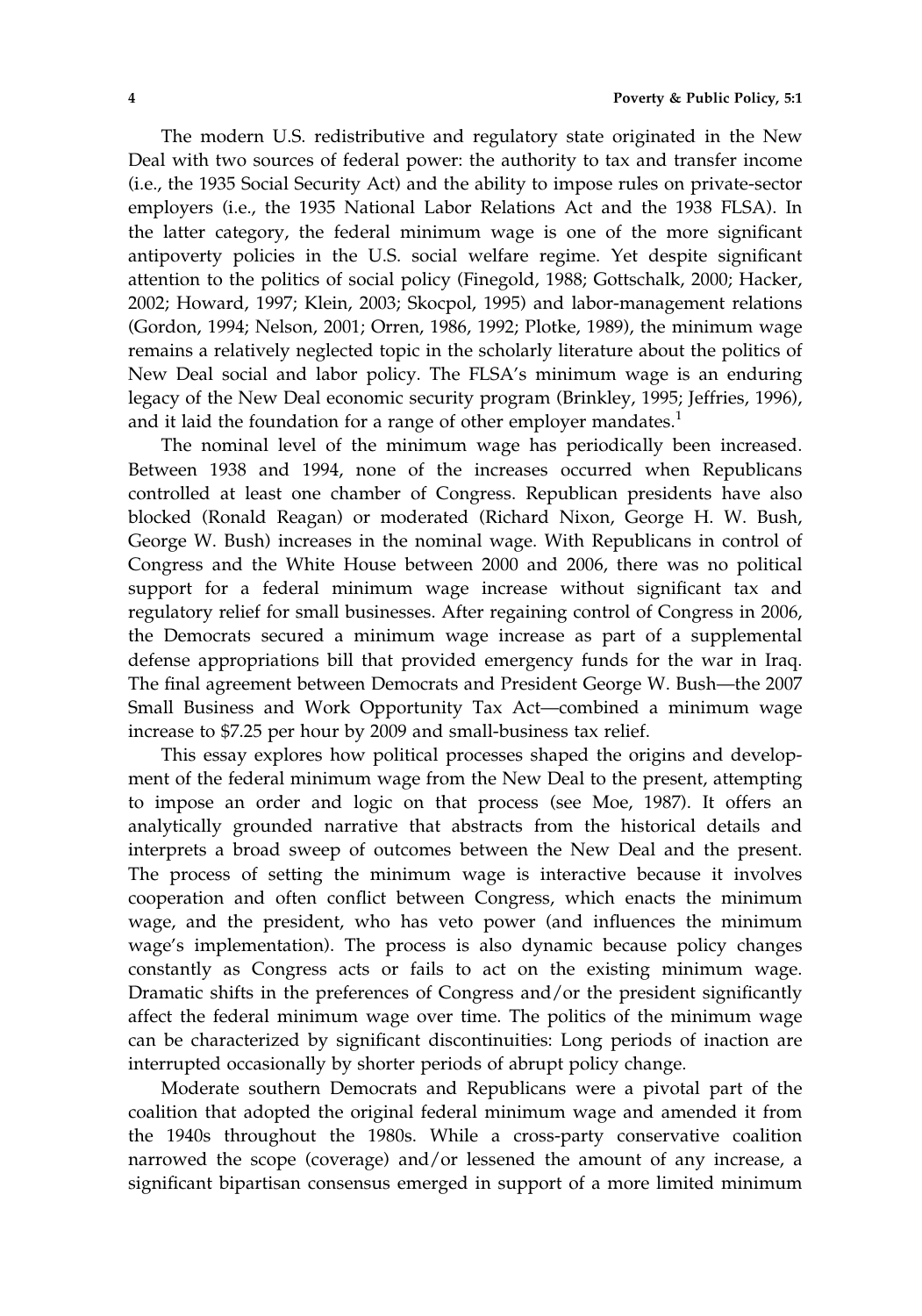The modern U.S. redistributive and regulatory state originated in the New Deal with two sources of federal power: the authority to tax and transfer income (i.e., the 1935 Social Security Act) and the ability to impose rules on private-sector employers (i.e., the 1935 National Labor Relations Act and the 1938 FLSA). In the latter category, the federal minimum wage is one of the more significant antipoverty policies in the U.S. social welfare regime. Yet despite significant attention to the politics of social policy (Finegold, 1988; Gottschalk, 2000; Hacker, 2002; Howard, 1997; Klein, 2003; Skocpol, 1995) and labor-management relations (Gordon, 1994; Nelson, 2001; Orren, 1986, 1992; Plotke, 1989), the minimum wage remains a relatively neglected topic in the scholarly literature about the politics of New Deal social and labor policy. The FLSA's minimum wage is an enduring legacy of the New Deal economic security program (Brinkley, 1995; Jeffries, 1996), and it laid the foundation for a range of other employer mandates.[1]

The nominal level of the minimum wage has periodically been increased. Between 1938 and 1994, none of the increases occurred when Republicans controlled at least one chamber of Congress. Republican presidents have also blocked (Ronald Reagan) or moderated (Richard Nixon, George H. W. Bush, George W. Bush) increases in the nominal wage. With Republicans in control of Congress and the White House between 2000 and 2006, there was no political support for a federal minimum wage increase without significant tax and regulatory relief for small businesses. After regaining control of Congress in 2006, the Democrats secured a minimum wage increase as part of a supplemental defense appropriations bill that provided emergency funds for the war in Iraq. The final agreement between Democrats and President George W. Bush—the 2007 Small Business and Work Opportunity Tax Act—combined a minimum wage increase to $7.25 per hour by 2009 and small-business tax relief.

This essay explores how political processes shaped the origins and development of the federal minimum wage from the New Deal to the present, attempting to impose an order and logic on that process (see Moe, 1987). It offers an analytically grounded narrative that abstracts from the historical details and interprets a broad sweep of outcomes between the New Deal and the present. The process of setting the minimum wage is interactive because it involves cooperation and often conflict between Congress, which enacts the minimum wage, and the president, who has veto power (and influences the minimum wage's implementation). The process is also dynamic because policy changes constantly as Congress acts or fails to act on the existing minimum wage. Dramatic shifts in the preferences of Congress and/or the president significantly affect the federal minimum wage over time. The politics of the minimum wage can be characterized by significant discontinuities: Long periods of inaction are interrupted occasionally by shorter periods of abrupt policy change.

Moderate southern Democrats and Republicans were a pivotal part of the coalition that adopted the original federal minimum wage and amended it from the 1940s throughout the 1980s. While a cross-party conservative coalition narrowed the scope (coverage) and/or lessened the amount of any increase, a significant bipartisan consensus emerged in support of a more limited minimum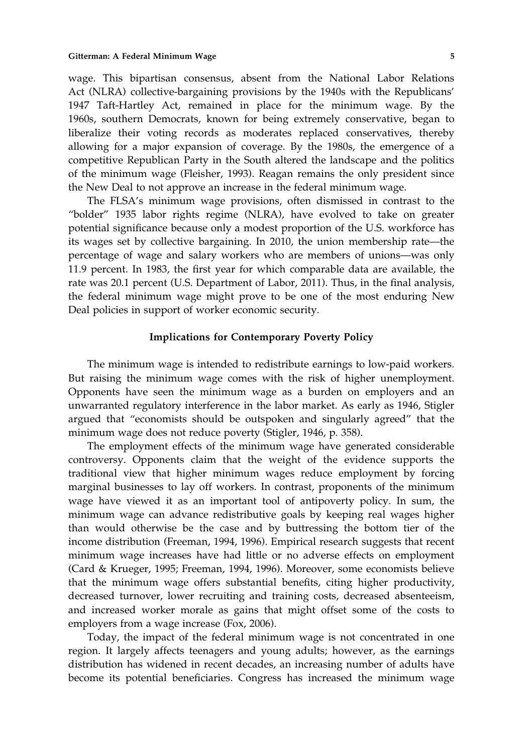wage. This bipartisan consensus, absent from the National Labor Relations Act (NLRA) collective-bargaining provisions by the 1940s with the Republicans' 1947 Taft-Hartley Act, remained in place for the minimum wage. By the 1960s, southern Democrats, known for being extremely conservative, began to liberalize their voting records as moderates replaced conservatives, thereby allowing for a major expansion of coverage. By the 1980s, the emergence of a competitive Republican Party in the South altered the landscape and the politics of the minimum wage (Fleisher, 1993). Reagan remains the only president since the New Deal to not approve an increase in the federal minimum wage.

The FLSA's minimum wage provisions, often dismissed in contrast to the "bolder" 1935 labor rights regime (NLRA), have evolved to take on greater potential significance because only a modest proportion of the U.S. workforce has its wages set by collective bargaining. In 2010, the union membership rate—the percentage of wage and salary workers who are members of unions—was only 11.9 percent. In 1983, the first year for which comparable data are available, the rate was 20.1 percent (U.S. Department of Labor, 2011). Thus, in the final analysis, the federal minimum wage might prove to be one of the most enduring New Deal policies in support of worker economic security.

## Implications for Contemporary Poverty Policy

The minimum wage is intended to redistribute earnings to low-paid workers. But raising the minimum wage comes with the risk of higher unemployment. Opponents have seen the minimum wage as a burden on employers and an unwarranted regulatory interference in the labor market. As early as 1946, Stigler argued that "economists should be outspoken and singularly agreed" that the minimum wage does not reduce poverty (Stigler, 1946, p. 358).

The employment effects of the minimum wage have generated considerable controversy. Opponents claim that the weight of the evidence supports the traditional view that higher minimum wages reduce employment by forcing marginal businesses to lay off workers. In contrast, proponents of the minimum wage have viewed it as an important tool of antipoverty policy. In sum, the minimum wage can advance redistributive goals by keeping real wages higher than would otherwise be the case and by buttressing the bottom tier of the income distribution (Freeman, 1994, 1996). Empirical research suggests that recent minimum wage increases have had little or no adverse effects on employment (Card & Krueger, 1995; Freeman, 1994, 1996). Moreover, some economists believe that the minimum wage offers substantial benefits, citing higher productivity, decreased turnover, lower recruiting and training costs, decreased absenteeism, and increased worker morale as gains that might offset some of the costs to employers from a wage increase (Fox, 2006).

Today, the impact of the federal minimum wage is not concentrated in one region. It largely affects teenagers and young adults; however, as the earnings distribution has widened in recent decades, an increasing number of adults have become its potential beneficiaries. Congress has increased the minimum wage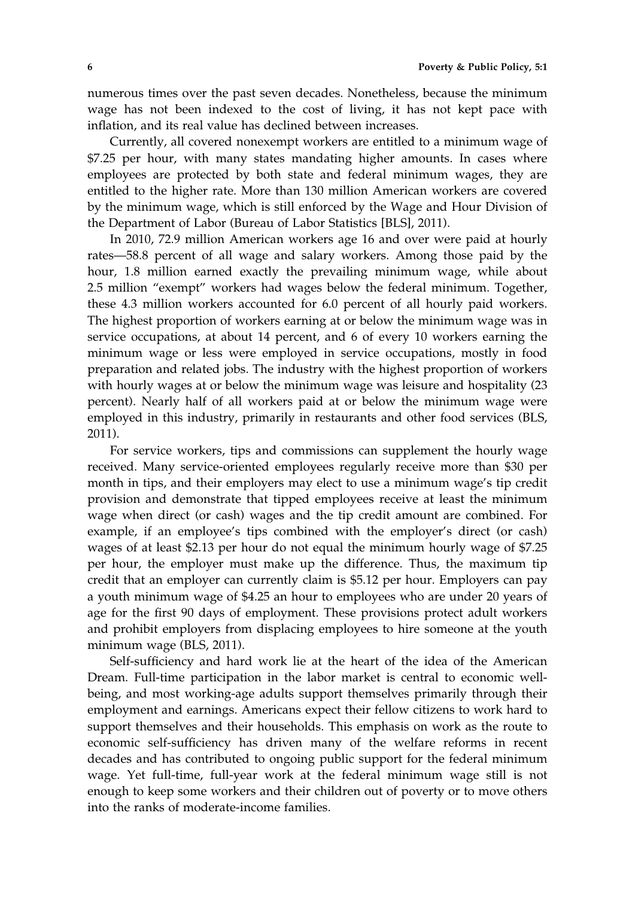numerous times over the past seven decades. Nonetheless, because the minimum wage has not been indexed to the cost of living, it has not kept pace with inflation, and its real value has declined between increases.

Currently, all covered nonexempt workers are entitled to a minimum wage of $7.25 per hour, with many states mandating higher amounts. In cases where employees are protected by both state and federal minimum wages, they are entitled to the higher rate. More than 130 million American workers are covered by the minimum wage, which is still enforced by the Wage and Hour Division of the Department of Labor (Bureau of Labor Statistics [BLS], 2011).

In 2010, 72.9 million American workers age 16 and over were paid at hourly rates—58.8 percent of all wage and salary workers. Among those paid by the hour, 1.8 million earned exactly the prevailing minimum wage, while about 2.5 million "exempt" workers had wages below the federal minimum. Together, these 4.3 million workers accounted for 6.0 percent of all hourly paid workers. The highest proportion of workers earning at or below the minimum wage was in service occupations, at about 14 percent, and 6 of every 10 workers earning the minimum wage or less were employed in service occupations, mostly in food preparation and related jobs. The industry with the highest proportion of workers with hourly wages at or below the minimum wage was leisure and hospitality (23 percent). Nearly half of all workers paid at or below the minimum wage were employed in this industry, primarily in restaurants and other food services (BLS, 2011).

For service workers, tips and commissions can supplement the hourly wage received. Many service-oriented employees regularly receive more than $30 per month in tips, and their employers may elect to use a minimum wage's tip credit provision and demonstrate that tipped employees receive at least the minimum wage when direct (or cash) wages and the tip credit amount are combined. For example, if an employee's tips combined with the employer's direct (or cash) wages of at least $2.13 per hour do not equal the minimum hourly wage of $7.25 per hour, the employer must make up the difference. Thus, the maximum tip credit that an employer can currently claim is $5.12 per hour. Employers can pay a youth minimum wage of $4.25 an hour to employees who are under 20 years of age for the first 90 days of employment. These provisions protect adult workers and prohibit employers from displacing employees to hire someone at the youth minimum wage (BLS, 2011).

Self-sufficiency and hard work lie at the heart of the idea of the American Dream. Full-time participation in the labor market is central to economic well-being, and most working-age adults support themselves primarily through their employment and earnings. Americans expect their fellow citizens to work hard to support themselves and their households. This emphasis on work as the route to economic self-sufficiency has driven many of the welfare reforms in recent decades and has contributed to ongoing public support for the federal minimum wage. Yet full-time, full-year work at the federal minimum wage still is not enough to keep some workers and their children out of poverty or to move others into the ranks of moderate-income families.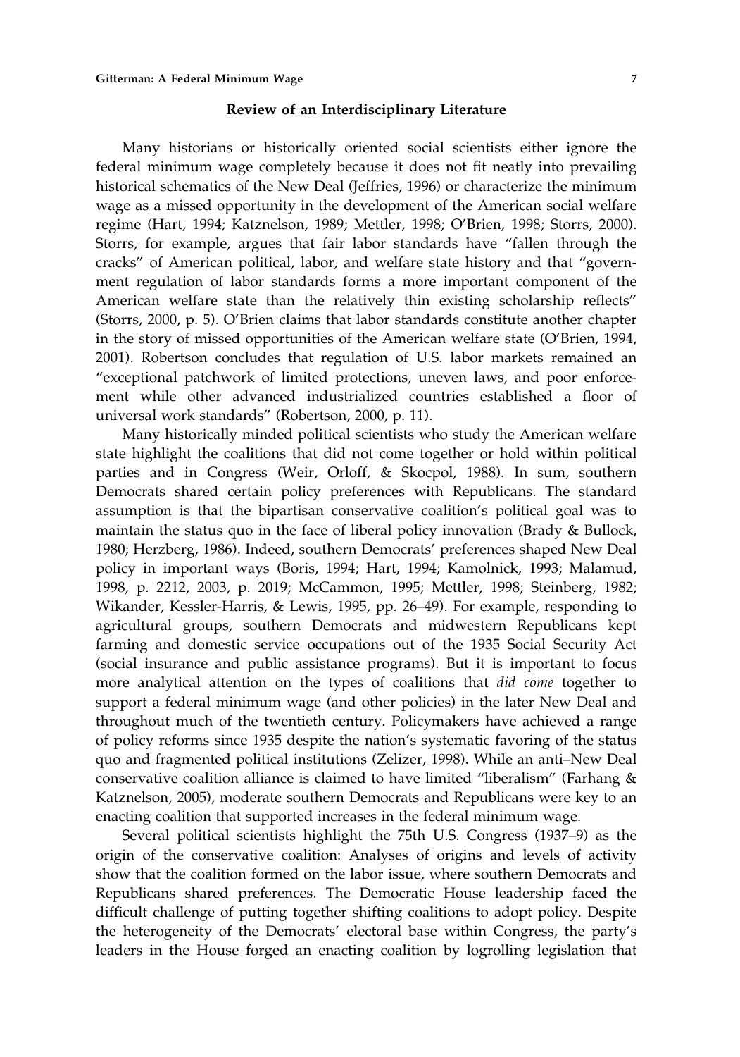## Review of an Interdisciplinary Literature

Many historians or historically oriented social scientists either ignore the federal minimum wage completely because it does not fit neatly into prevailing historical schematics of the New Deal (Jeffries, 1996) or characterize the minimum wage as a missed opportunity in the development of the American social welfare regime (Hart, 1994; Katznelson, 1989; Mettler, 1998; O'Brien, 1998; Storrs, 2000). Storrs, for example, argues that fair labor standards have "fallen through the cracks" of American political, labor, and welfare state history and that "government regulation of labor standards forms a more important component of the American welfare state than the relatively thin existing scholarship reflects" (Storrs, 2000, p. 5). O'Brien claims that labor standards constitute another chapter in the story of missed opportunities of the American welfare state (O'Brien, 1994, 2001). Robertson concludes that regulation of U.S. labor markets remained an "exceptional patchwork of limited protections, uneven laws, and poor enforcement while other advanced industrialized countries established a floor of universal work standards" (Robertson, 2000, p. 11).

Many historically minded political scientists who study the American welfare state highlight the coalitions that did not come together or hold within political parties and in Congress (Weir, Orloff, & Skocpol, 1988). In sum, southern Democrats shared certain policy preferences with Republicans. The standard assumption is that the bipartisan conservative coalition's political goal was to maintain the status quo in the face of liberal policy innovation (Brady & Bullock, 1980; Herzberg, 1986). Indeed, southern Democrats' preferences shaped New Deal policy in important ways (Boris, 1994; Hart, 1994; Kamolnick, 1993; Malamud, 1998, p. 2212, 2003, p. 2019; McCammon, 1995; Mettler, 1998; Steinberg, 1982; Wikander, Kessler-Harris, & Lewis, 1995, pp. 26–49). For example, responding to agricultural groups, southern Democrats and midwestern Republicans kept farming and domestic service occupations out of the 1935 Social Security Act (social insurance and public assistance programs). But it is important to focus more analytical attention on the types of coalitions that *did come* together to support a federal minimum wage (and other policies) in the later New Deal and throughout much of the twentieth century. Policymakers have achieved a range of policy reforms since 1935 despite the nation's systematic favoring of the status quo and fragmented political institutions (Zelizer, 1998). While an anti–New Deal conservative coalition alliance is claimed to have limited "liberalism" (Farhang & Katznelson, 2005), moderate southern Democrats and Republicans were key to an enacting coalition that supported increases in the federal minimum wage.

Several political scientists highlight the 75th U.S. Congress (1937–9) as the origin of the conservative coalition: Analyses of origins and levels of activity show that the coalition formed on the labor issue, where southern Democrats and Republicans shared preferences. The Democratic House leadership faced the difficult challenge of putting together shifting coalitions to adopt policy. Despite the heterogeneity of the Democrats' electoral base within Congress, the party's leaders in the House forged an enacting coalition by logrolling legislation that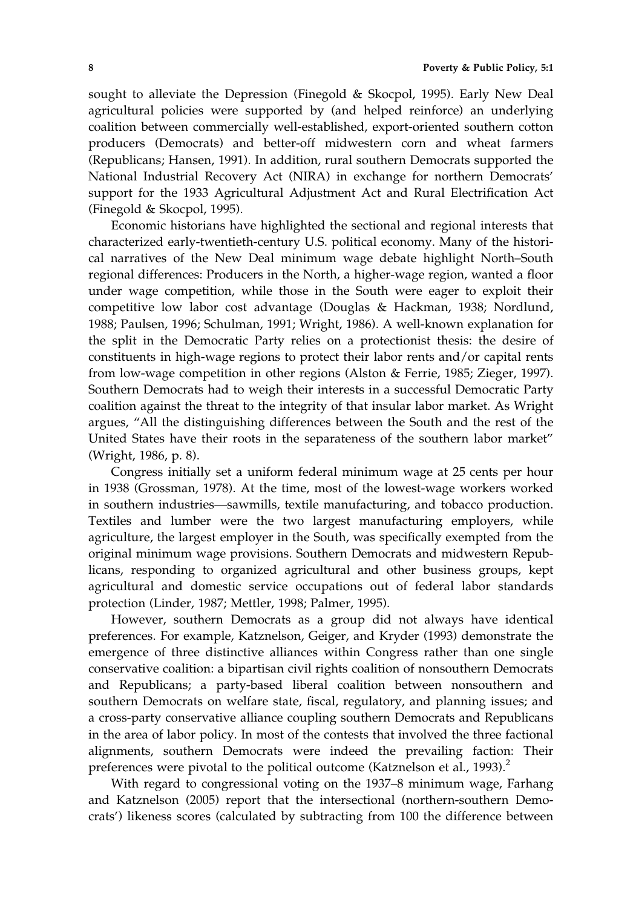sought to alleviate the Depression (Finegold & Skocpol, 1995). Early New Deal agricultural policies were supported by (and helped reinforce) an underlying coalition between commercially well-established, export-oriented southern cotton producers (Democrats) and better-off midwestern corn and wheat farmers (Republicans; Hansen, 1991). In addition, rural southern Democrats supported the National Industrial Recovery Act (NIRA) in exchange for northern Democrats' support for the 1933 Agricultural Adjustment Act and Rural Electrification Act (Finegold & Skocpol, 1995).

Economic historians have highlighted the sectional and regional interests that characterized early-twentieth-century U.S. political economy. Many of the historical narratives of the New Deal minimum wage debate highlight North–South regional differences: Producers in the North, a higher-wage region, wanted a floor under wage competition, while those in the South were eager to exploit their competitive low labor cost advantage (Douglas & Hackman, 1938; Nordlund, 1988; Paulsen, 1996; Schulman, 1991; Wright, 1986). A well-known explanation for the split in the Democratic Party relies on a protectionist thesis: the desire of constituents in high-wage regions to protect their labor rents and/or capital rents from low-wage competition in other regions (Alston & Ferrie, 1985; Zieger, 1997). Southern Democrats had to weigh their interests in a successful Democratic Party coalition against the threat to the integrity of that insular labor market. As Wright argues, "All the distinguishing differences between the South and the rest of the United States have their roots in the separateness of the southern labor market" (Wright, 1986, p. 8).

Congress initially set a uniform federal minimum wage at 25 cents per hour in 1938 (Grossman, 1978). At the time, most of the lowest-wage workers worked in southern industries—sawmills, textile manufacturing, and tobacco production. Textiles and lumber were the two largest manufacturing employers, while agriculture, the largest employer in the South, was specifically exempted from the original minimum wage provisions. Southern Democrats and midwestern Republicans, responding to organized agricultural and other business groups, kept agricultural and domestic service occupations out of federal labor standards protection (Linder, 1987; Mettler, 1998; Palmer, 1995).

However, southern Democrats as a group did not always have identical preferences. For example, Katznelson, Geiger, and Kryder (1993) demonstrate the emergence of three distinctive alliances within Congress rather than one single conservative coalition: a bipartisan civil rights coalition of nonsouthern Democrats and Republicans; a party-based liberal coalition between nonsouthern and southern Democrats on welfare state, fiscal, regulatory, and planning issues; and a cross-party conservative alliance coupling southern Democrats and Republicans in the area of labor policy. In most of the contests that involved the three factional alignments, southern Democrats were indeed the prevailing faction: Their preferences were pivotal to the political outcome (Katznelson et al., 1993).[2]

With regard to congressional voting on the 1937–8 minimum wage, Farhang and Katznelson (2005) report that the intersectional (northern-southern Democrats') likeness scores (calculated by subtracting from 100 the difference between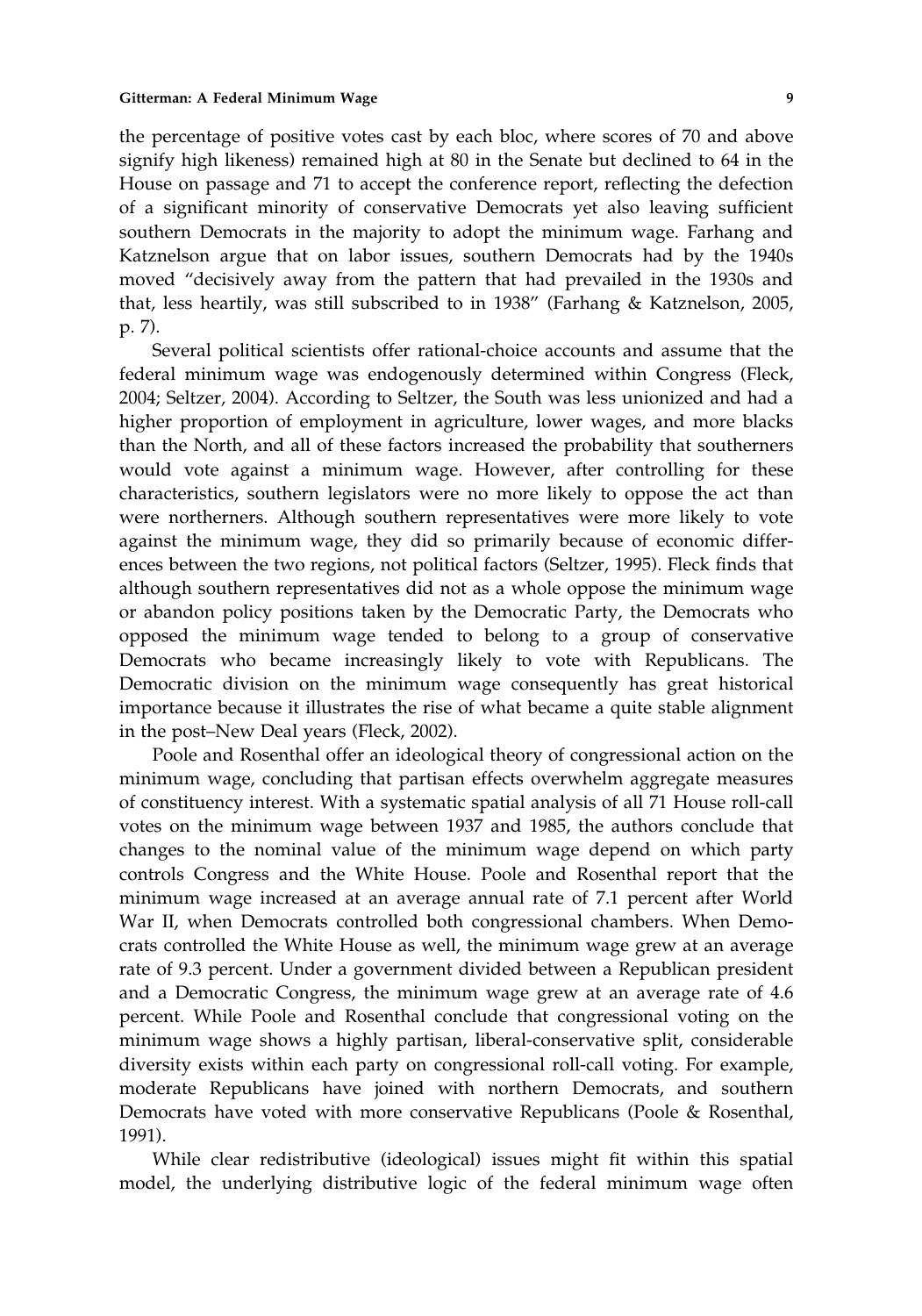the percentage of positive votes cast by each bloc, where scores of 70 and above signify high likeness) remained high at 80 in the Senate but declined to 64 in the House on passage and 71 to accept the conference report, reflecting the defection of a significant minority of conservative Democrats yet also leaving sufficient southern Democrats in the majority to adopt the minimum wage. Farhang and Katznelson argue that on labor issues, southern Democrats had by the 1940s moved "decisively away from the pattern that had prevailed in the 1930s and that, less heartily, was still subscribed to in 1938" (Farhang & Katznelson, 2005, p. 7).

Several political scientists offer rational-choice accounts and assume that the federal minimum wage was endogenously determined within Congress (Fleck, 2004; Seltzer, 2004). According to Seltzer, the South was less unionized and had a higher proportion of employment in agriculture, lower wages, and more blacks than the North, and all of these factors increased the probability that southerners would vote against a minimum wage. However, after controlling for these characteristics, southern legislators were no more likely to oppose the act than were northerners. Although southern representatives were more likely to vote against the minimum wage, they did so primarily because of economic differences between the two regions, not political factors (Seltzer, 1995). Fleck finds that although southern representatives did not as a whole oppose the minimum wage or abandon policy positions taken by the Democratic Party, the Democrats who opposed the minimum wage tended to belong to a group of conservative Democrats who became increasingly likely to vote with Republicans. The Democratic division on the minimum wage consequently has great historical importance because it illustrates the rise of what became a quite stable alignment in the post–New Deal years (Fleck, 2002).

Poole and Rosenthal offer an ideological theory of congressional action on the minimum wage, concluding that partisan effects overwhelm aggregate measures of constituency interest. With a systematic spatial analysis of all 71 House roll-call votes on the minimum wage between 1937 and 1985, the authors conclude that changes to the nominal value of the minimum wage depend on which party controls Congress and the White House. Poole and Rosenthal report that the minimum wage increased at an average annual rate of 7.1 percent after World War II, when Democrats controlled both congressional chambers. When Democrats controlled the White House as well, the minimum wage grew at an average rate of 9.3 percent. Under a government divided between a Republican president and a Democratic Congress, the minimum wage grew at an average rate of 4.6 percent. While Poole and Rosenthal conclude that congressional voting on the minimum wage shows a highly partisan, liberal-conservative split, considerable diversity exists within each party on congressional roll-call voting. For example, moderate Republicans have joined with northern Democrats, and southern Democrats have voted with more conservative Republicans (Poole & Rosenthal, 1991).

While clear redistributive (ideological) issues might fit within this spatial model, the underlying distributive logic of the federal minimum wage often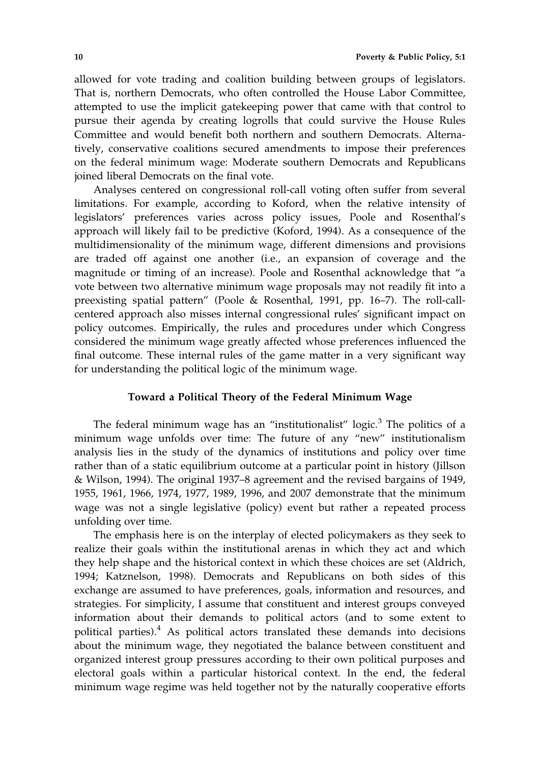allowed for vote trading and coalition building between groups of legislators. That is, northern Democrats, who often controlled the House Labor Committee, attempted to use the implicit gatekeeping power that came with that control to pursue their agenda by creating logrolls that could survive the House Rules Committee and would benefit both northern and southern Democrats. Alternatively, conservative coalitions secured amendments to impose their preferences on the federal minimum wage: Moderate southern Democrats and Republicans joined liberal Democrats on the final vote.

Analyses centered on congressional roll-call voting often suffer from several limitations. For example, according to Koford, when the relative intensity of legislators' preferences varies across policy issues, Poole and Rosenthal's approach will likely fail to be predictive (Koford, 1994). As a consequence of the multidimensionality of the minimum wage, different dimensions and provisions are traded off against one another (i.e., an expansion of coverage and the magnitude or timing of an increase). Poole and Rosenthal acknowledge that "a vote between two alternative minimum wage proposals may not readily fit into a preexisting spatial pattern" (Poole & Rosenthal, 1991, pp. 16–7). The roll-call-centered approach also misses internal congressional rules' significant impact on policy outcomes. Empirically, the rules and procedures under which Congress considered the minimum wage greatly affected whose preferences influenced the final outcome. These internal rules of the game matter in a very significant way for understanding the political logic of the minimum wage.

### Toward a Political Theory of the Federal Minimum Wage

The federal minimum wage has an "institutionalist" logic.[3] The politics of a minimum wage unfolds over time: The future of any "new" institutionalism analysis lies in the study of the dynamics of institutions and policy over time rather than of a static equilibrium outcome at a particular point in history (Jillson & Wilson, 1994). The original 1937–8 agreement and the revised bargains of 1949, 1955, 1961, 1966, 1974, 1977, 1989, 1996, and 2007 demonstrate that the minimum wage was not a single legislative (policy) event but rather a repeated process unfolding over time.

The emphasis here is on the interplay of elected policymakers as they seek to realize their goals within the institutional arenas in which they act and which they help shape and the historical context in which these choices are set (Aldrich, 1994; Katznelson, 1998). Democrats and Republicans on both sides of this exchange are assumed to have preferences, goals, information and resources, and strategies. For simplicity, I assume that constituent and interest groups conveyed information about their demands to political actors (and to some extent to political parties).[4] As political actors translated these demands into decisions about the minimum wage, they negotiated the balance between constituent and organized interest group pressures according to their own political purposes and electoral goals within a particular historical context. In the end, the federal minimum wage regime was held together not by the naturally cooperative efforts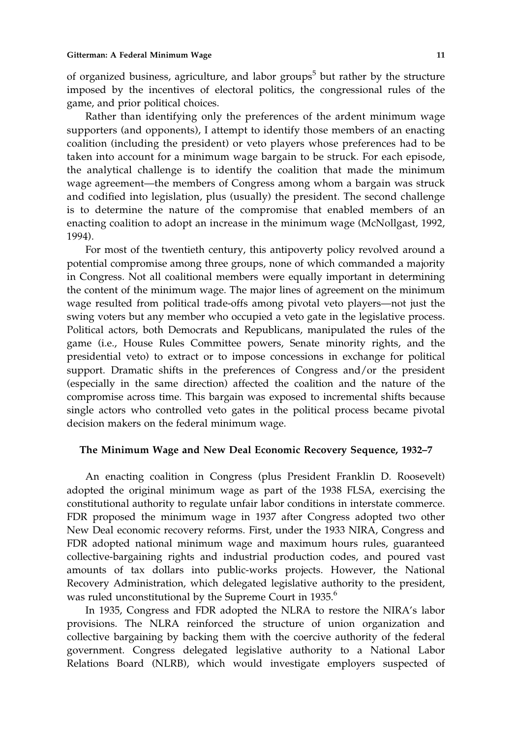of organized business, agriculture, and labor groups[5] but rather by the structure imposed by the incentives of electoral politics, the congressional rules of the game, and prior political choices.

Rather than identifying only the preferences of the ardent minimum wage supporters (and opponents), I attempt to identify those members of an enacting coalition (including the president) or veto players whose preferences had to be taken into account for a minimum wage bargain to be struck. For each episode, the analytical challenge is to identify the coalition that made the minimum wage agreement—the members of Congress among whom a bargain was struck and codified into legislation, plus (usually) the president. The second challenge is to determine the nature of the compromise that enabled members of an enacting coalition to adopt an increase in the minimum wage (McNollgast, 1992, 1994).

For most of the twentieth century, this antipoverty policy revolved around a potential compromise among three groups, none of which commanded a majority in Congress. Not all coalitional members were equally important in determining the content of the minimum wage. The major lines of agreement on the minimum wage resulted from political trade-offs among pivotal veto players—not just the swing voters but any member who occupied a veto gate in the legislative process. Political actors, both Democrats and Republicans, manipulated the rules of the game (i.e., House Rules Committee powers, Senate minority rights, and the presidential veto) to extract or to impose concessions in exchange for political support. Dramatic shifts in the preferences of Congress and/or the president (especially in the same direction) affected the coalition and the nature of the compromise across time. This bargain was exposed to incremental shifts because single actors who controlled veto gates in the political process became pivotal decision makers on the federal minimum wage.

## The Minimum Wage and New Deal Economic Recovery Sequence, 1932–7

An enacting coalition in Congress (plus President Franklin D. Roosevelt) adopted the original minimum wage as part of the 1938 FLSA, exercising the constitutional authority to regulate unfair labor conditions in interstate commerce. FDR proposed the minimum wage in 1937 after Congress adopted two other New Deal economic recovery reforms. First, under the 1933 NIRA, Congress and FDR adopted national minimum wage and maximum hours rules, guaranteed collective-bargaining rights and industrial production codes, and poured vast amounts of tax dollars into public-works projects. However, the National Recovery Administration, which delegated legislative authority to the president, was ruled unconstitutional by the Supreme Court in 1935.[6]

In 1935, Congress and FDR adopted the NLRA to restore the NIRA's labor provisions. The NLRA reinforced the structure of union organization and collective bargaining by backing them with the coercive authority of the federal government. Congress delegated legislative authority to a National Labor Relations Board (NLRB), which would investigate employers suspected of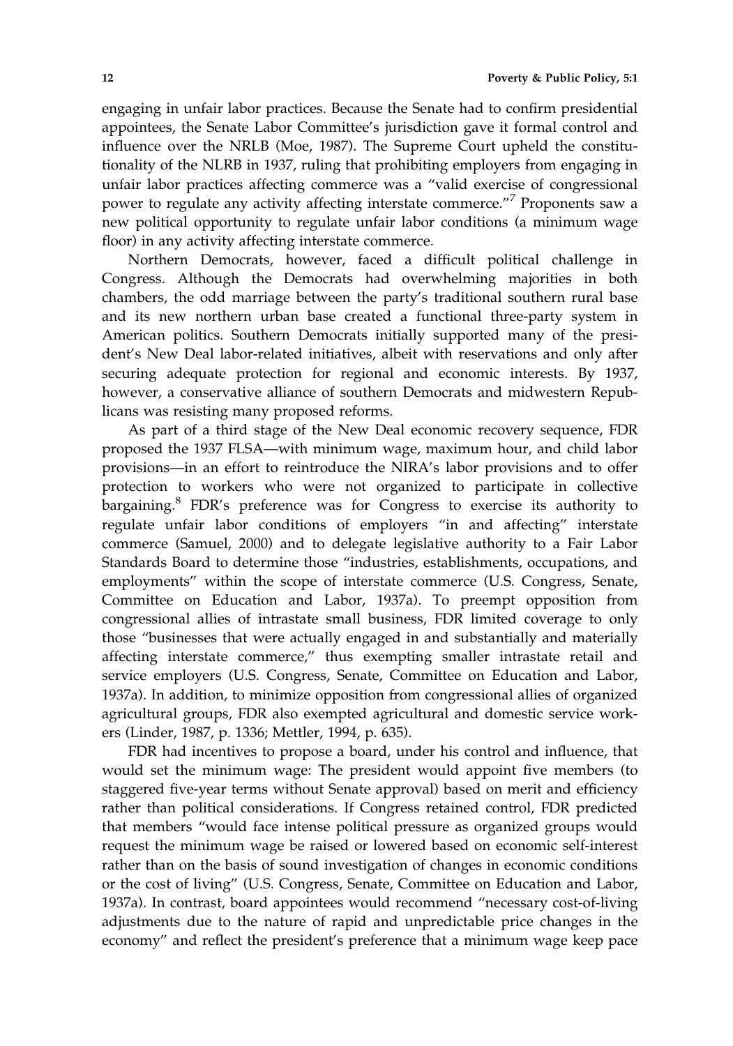engaging in unfair labor practices. Because the Senate had to confirm presidential appointees, the Senate Labor Committee's jurisdiction gave it formal control and influence over the NRLB (Moe, 1987). The Supreme Court upheld the constitutionality of the NLRB in 1937, ruling that prohibiting employers from engaging in unfair labor practices affecting commerce was a "valid exercise of congressional power to regulate any activity affecting interstate commerce."[7] Proponents saw a new political opportunity to regulate unfair labor conditions (a minimum wage floor) in any activity affecting interstate commerce.

Northern Democrats, however, faced a difficult political challenge in Congress. Although the Democrats had overwhelming majorities in both chambers, the odd marriage between the party's traditional southern rural base and its new northern urban base created a functional three-party system in American politics. Southern Democrats initially supported many of the president's New Deal labor-related initiatives, albeit with reservations and only after securing adequate protection for regional and economic interests. By 1937, however, a conservative alliance of southern Democrats and midwestern Republicans was resisting many proposed reforms.

As part of a third stage of the New Deal economic recovery sequence, FDR proposed the 1937 FLSA—with minimum wage, maximum hour, and child labor provisions—in an effort to reintroduce the NIRA's labor provisions and to offer protection to workers who were not organized to participate in collective bargaining.[8] FDR's preference was for Congress to exercise its authority to regulate unfair labor conditions of employers "in and affecting" interstate commerce (Samuel, 2000) and to delegate legislative authority to a Fair Labor Standards Board to determine those "industries, establishments, occupations, and employments" within the scope of interstate commerce (U.S. Congress, Senate, Committee on Education and Labor, 1937a). To preempt opposition from congressional allies of intrastate small business, FDR limited coverage to only those "businesses that were actually engaged in and substantially and materially affecting interstate commerce," thus exempting smaller intrastate retail and service employers (U.S. Congress, Senate, Committee on Education and Labor, 1937a). In addition, to minimize opposition from congressional allies of organized agricultural groups, FDR also exempted agricultural and domestic service workers (Linder, 1987, p. 1336; Mettler, 1994, p. 635).

FDR had incentives to propose a board, under his control and influence, that would set the minimum wage: The president would appoint five members (to staggered five-year terms without Senate approval) based on merit and efficiency rather than political considerations. If Congress retained control, FDR predicted that members "would face intense political pressure as organized groups would request the minimum wage be raised or lowered based on economic self-interest rather than on the basis of sound investigation of changes in economic conditions or the cost of living" (U.S. Congress, Senate, Committee on Education and Labor, 1937a). In contrast, board appointees would recommend "necessary cost-of-living adjustments due to the nature of rapid and unpredictable price changes in the economy" and reflect the president's preference that a minimum wage keep pace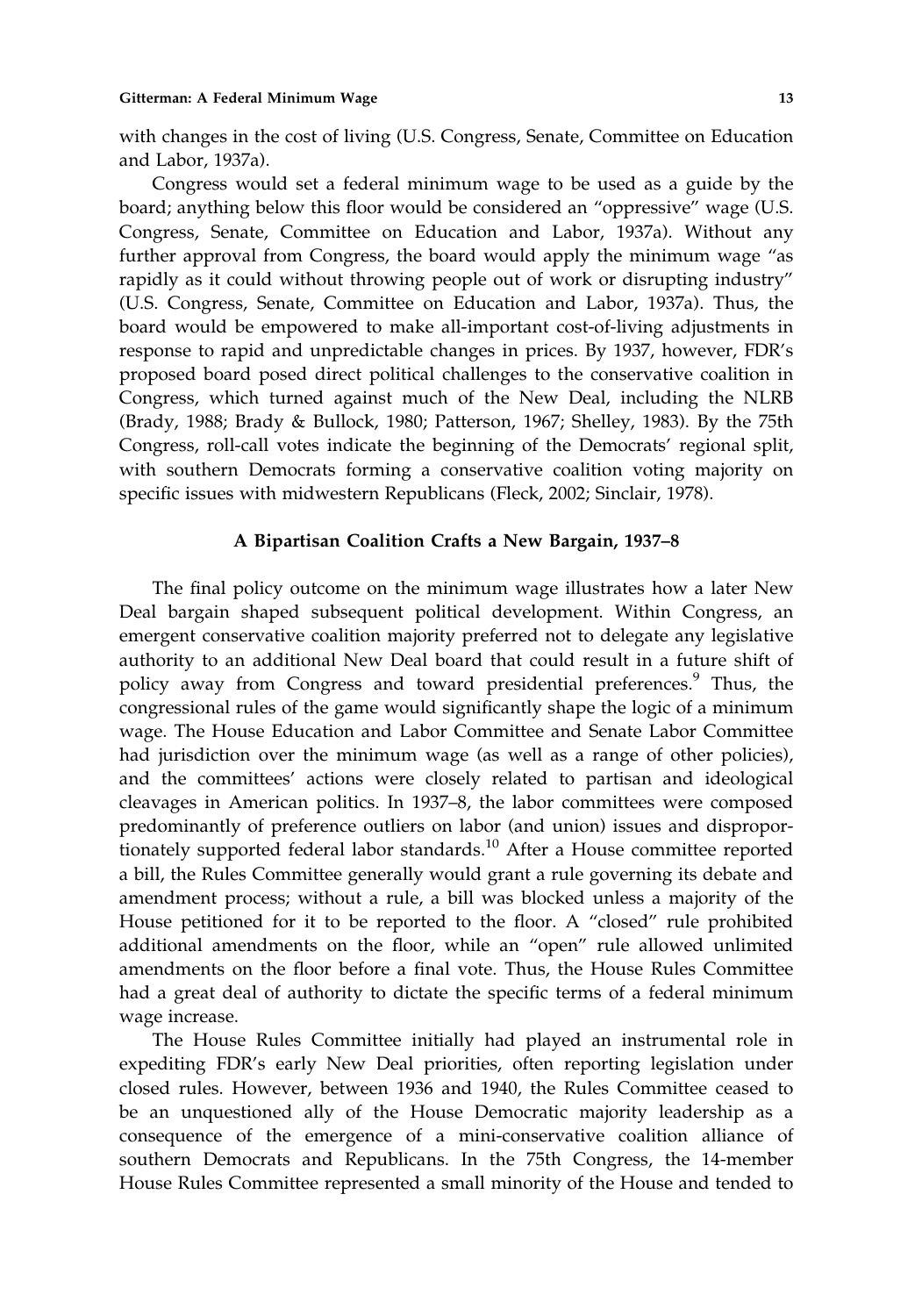with changes in the cost of living (U.S. Congress, Senate, Committee on Education and Labor, 1937a).

Congress would set a federal minimum wage to be used as a guide by the board; anything below this floor would be considered an "oppressive" wage (U.S. Congress, Senate, Committee on Education and Labor, 1937a). Without any further approval from Congress, the board would apply the minimum wage "as rapidly as it could without throwing people out of work or disrupting industry" (U.S. Congress, Senate, Committee on Education and Labor, 1937a). Thus, the board would be empowered to make all-important cost-of-living adjustments in response to rapid and unpredictable changes in prices. By 1937, however, FDR's proposed board posed direct political challenges to the conservative coalition in Congress, which turned against much of the New Deal, including the NLRB (Brady, 1988; Brady & Bullock, 1980; Patterson, 1967; Shelley, 1983). By the 75th Congress, roll-call votes indicate the beginning of the Democrats' regional split, with southern Democrats forming a conservative coalition voting majority on specific issues with midwestern Republicans (Fleck, 2002; Sinclair, 1978).

## A Bipartisan Coalition Crafts a New Bargain, 1937–8

The final policy outcome on the minimum wage illustrates how a later New Deal bargain shaped subsequent political development. Within Congress, an emergent conservative coalition majority preferred not to delegate any legislative authority to an additional New Deal board that could result in a future shift of policy away from Congress and toward presidential preferences.[9] Thus, the congressional rules of the game would significantly shape the logic of a minimum wage. The House Education and Labor Committee and Senate Labor Committee had jurisdiction over the minimum wage (as well as a range of other policies), and the committees' actions were closely related to partisan and ideological cleavages in American politics. In 1937–8, the labor committees were composed predominantly of preference outliers on labor (and union) issues and disproportionately supported federal labor standards.[10] After a House committee reported a bill, the Rules Committee generally would grant a rule governing its debate and amendment process; without a rule, a bill was blocked unless a majority of the House petitioned for it to be reported to the floor. A "closed" rule prohibited additional amendments on the floor, while an "open" rule allowed unlimited amendments on the floor before a final vote. Thus, the House Rules Committee had a great deal of authority to dictate the specific terms of a federal minimum wage increase.

The House Rules Committee initially had played an instrumental role in expediting FDR's early New Deal priorities, often reporting legislation under closed rules. However, between 1936 and 1940, the Rules Committee ceased to be an unquestioned ally of the House Democratic majority leadership as a consequence of the emergence of a mini-conservative coalition alliance of southern Democrats and Republicans. In the 75th Congress, the 14-member House Rules Committee represented a small minority of the House and tended to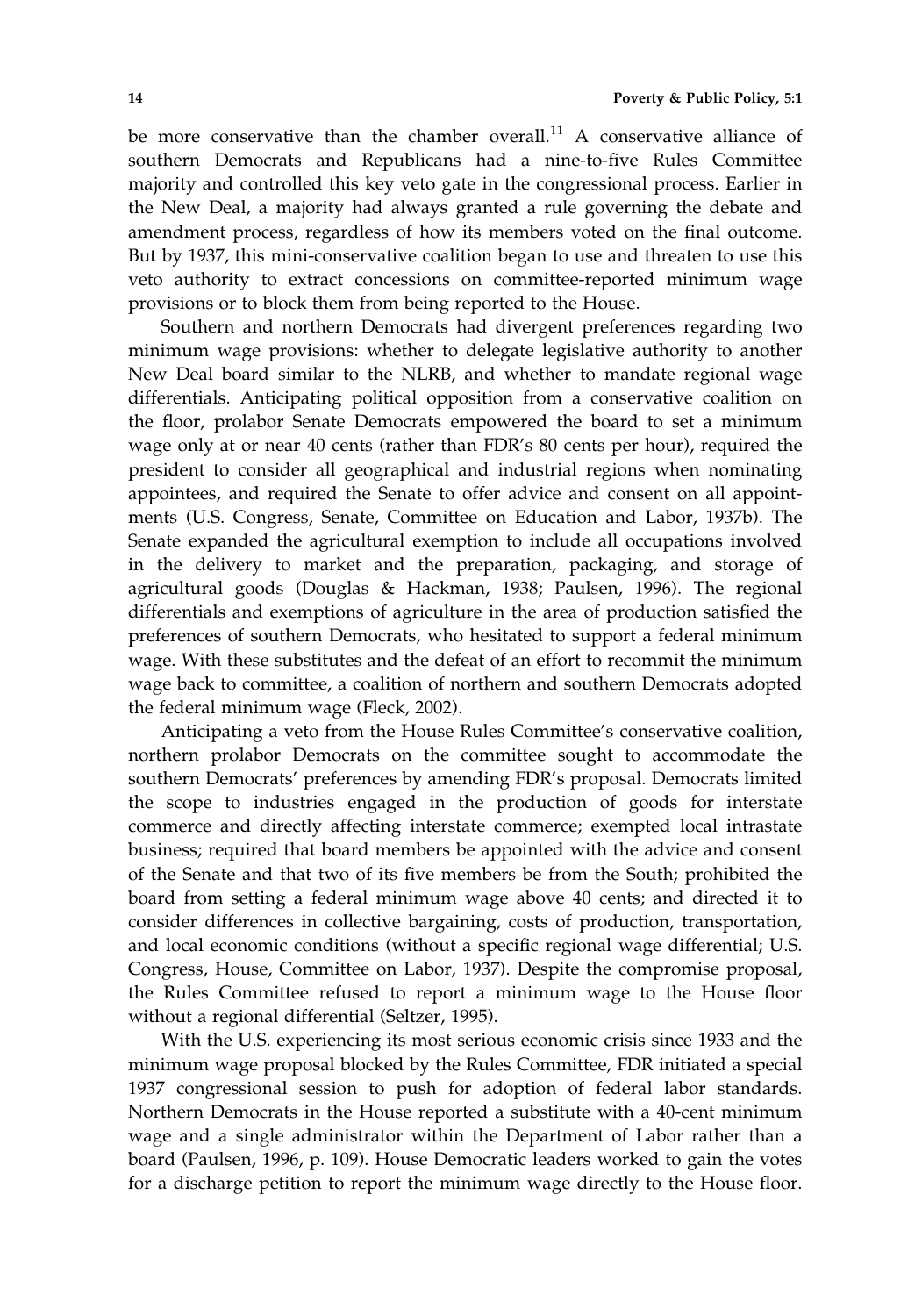be more conservative than the chamber overall.[11] A conservative alliance of southern Democrats and Republicans had a nine-to-five Rules Committee majority and controlled this key veto gate in the congressional process. Earlier in the New Deal, a majority had always granted a rule governing the debate and amendment process, regardless of how its members voted on the final outcome. But by 1937, this mini-conservative coalition began to use and threaten to use this veto authority to extract concessions on committee-reported minimum wage provisions or to block them from being reported to the House.

Southern and northern Democrats had divergent preferences regarding two minimum wage provisions: whether to delegate legislative authority to another New Deal board similar to the NLRB, and whether to mandate regional wage differentials. Anticipating political opposition from a conservative coalition on the floor, prolabor Senate Democrats empowered the board to set a minimum wage only at or near 40 cents (rather than FDR's 80 cents per hour), required the president to consider all geographical and industrial regions when nominating appointees, and required the Senate to offer advice and consent on all appointments (U.S. Congress, Senate, Committee on Education and Labor, 1937b). The Senate expanded the agricultural exemption to include all occupations involved in the delivery to market and the preparation, packaging, and storage of agricultural goods (Douglas & Hackman, 1938; Paulsen, 1996). The regional differentials and exemptions of agriculture in the area of production satisfied the preferences of southern Democrats, who hesitated to support a federal minimum wage. With these substitutes and the defeat of an effort to recommit the minimum wage back to committee, a coalition of northern and southern Democrats adopted the federal minimum wage (Fleck, 2002).

Anticipating a veto from the House Rules Committee's conservative coalition, northern prolabor Democrats on the committee sought to accommodate the southern Democrats' preferences by amending FDR's proposal. Democrats limited the scope to industries engaged in the production of goods for interstate commerce and directly affecting interstate commerce; exempted local intrastate business; required that board members be appointed with the advice and consent of the Senate and that two of its five members be from the South; prohibited the board from setting a federal minimum wage above 40 cents; and directed it to consider differences in collective bargaining, costs of production, transportation, and local economic conditions (without a specific regional wage differential; U.S. Congress, House, Committee on Labor, 1937). Despite the compromise proposal, the Rules Committee refused to report a minimum wage to the House floor without a regional differential (Seltzer, 1995).

With the U.S. experiencing its most serious economic crisis since 1933 and the minimum wage proposal blocked by the Rules Committee, FDR initiated a special 1937 congressional session to push for adoption of federal labor standards. Northern Democrats in the House reported a substitute with a 40-cent minimum wage and a single administrator within the Department of Labor rather than a board (Paulsen, 1996, p. 109). House Democratic leaders worked to gain the votes for a discharge petition to report the minimum wage directly to the House floor.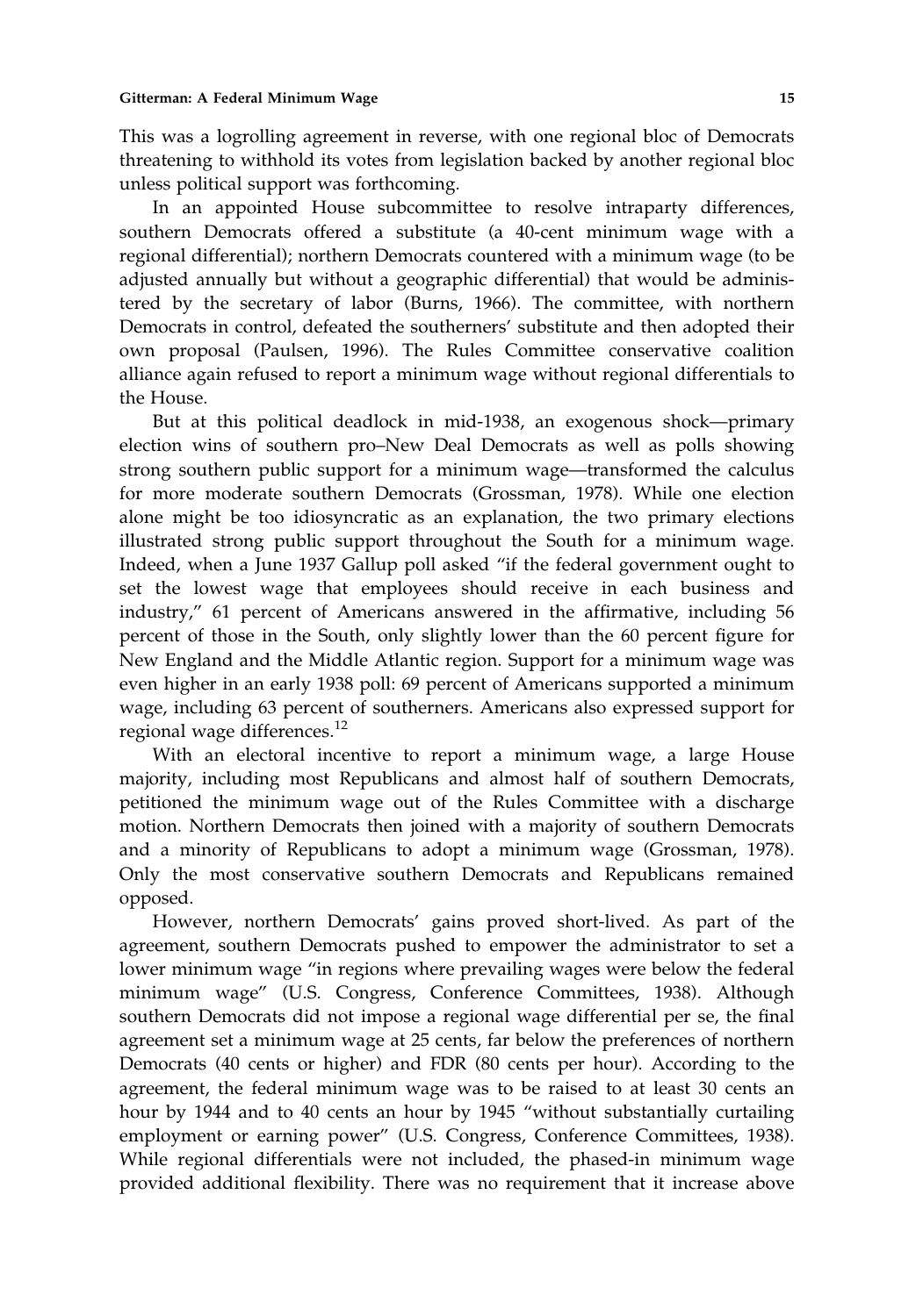This was a logrolling agreement in reverse, with one regional bloc of Democrats threatening to withhold its votes from legislation backed by another regional bloc unless political support was forthcoming.

In an appointed House subcommittee to resolve intraparty differences, southern Democrats offered a substitute (a 40-cent minimum wage with a regional differential); northern Democrats countered with a minimum wage (to be adjusted annually but without a geographic differential) that would be administered by the secretary of labor (Burns, 1966). The committee, with northern Democrats in control, defeated the southerners' substitute and then adopted their own proposal (Paulsen, 1996). The Rules Committee conservative coalition alliance again refused to report a minimum wage without regional differentials to the House.

But at this political deadlock in mid-1938, an exogenous shock—primary election wins of southern pro–New Deal Democrats as well as polls showing strong southern public support for a minimum wage—transformed the calculus for more moderate southern Democrats (Grossman, 1978). While one election alone might be too idiosyncratic as an explanation, the two primary elections illustrated strong public support throughout the South for a minimum wage. Indeed, when a June 1937 Gallup poll asked "if the federal government ought to set the lowest wage that employees should receive in each business and industry," 61 percent of Americans answered in the affirmative, including 56 percent of those in the South, only slightly lower than the 60 percent figure for New England and the Middle Atlantic region. Support for a minimum wage was even higher in an early 1938 poll: 69 percent of Americans supported a minimum wage, including 63 percent of southerners. Americans also expressed support for regional wage differences.[12]

With an electoral incentive to report a minimum wage, a large House majority, including most Republicans and almost half of southern Democrats, petitioned the minimum wage out of the Rules Committee with a discharge motion. Northern Democrats then joined with a majority of southern Democrats and a minority of Republicans to adopt a minimum wage (Grossman, 1978). Only the most conservative southern Democrats and Republicans remained opposed.

However, northern Democrats' gains proved short-lived. As part of the agreement, southern Democrats pushed to empower the administrator to set a lower minimum wage "in regions where prevailing wages were below the federal minimum wage" (U.S. Congress, Conference Committees, 1938). Although southern Democrats did not impose a regional wage differential per se, the final agreement set a minimum wage at 25 cents, far below the preferences of northern Democrats (40 cents or higher) and FDR (80 cents per hour). According to the agreement, the federal minimum wage was to be raised to at least 30 cents an hour by 1944 and to 40 cents an hour by 1945 "without substantially curtailing employment or earning power" (U.S. Congress, Conference Committees, 1938). While regional differentials were not included, the phased-in minimum wage provided additional flexibility. There was no requirement that it increase above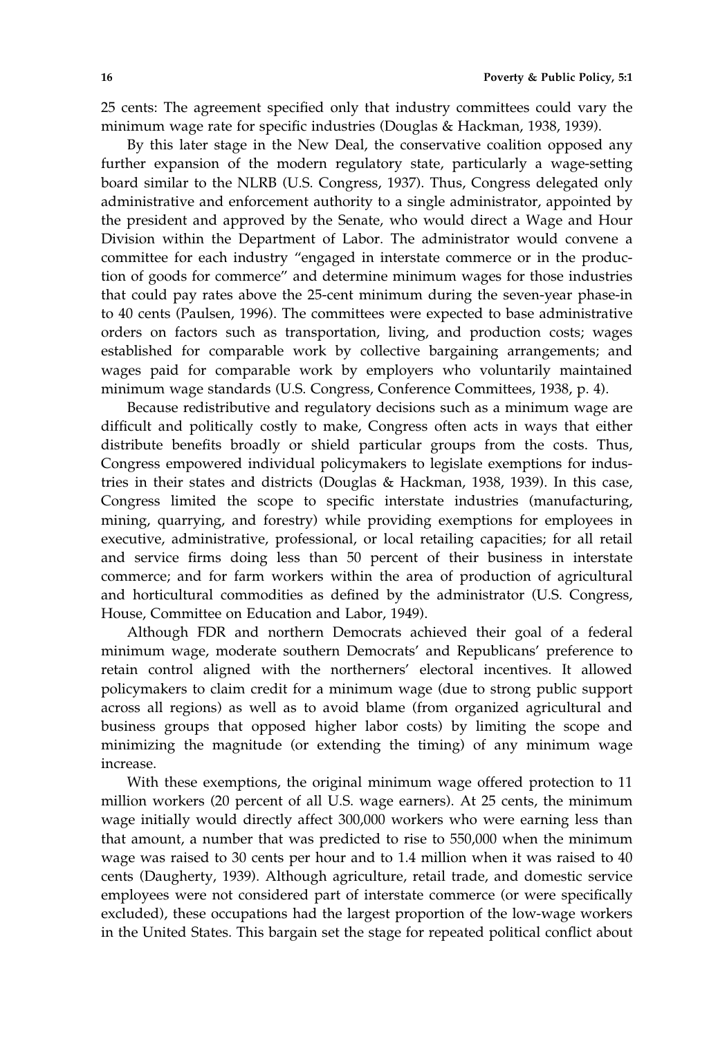25 cents: The agreement specified only that industry committees could vary the minimum wage rate for specific industries (Douglas & Hackman, 1938, 1939).

By this later stage in the New Deal, the conservative coalition opposed any further expansion of the modern regulatory state, particularly a wage-setting board similar to the NLRB (U.S. Congress, 1937). Thus, Congress delegated only administrative and enforcement authority to a single administrator, appointed by the president and approved by the Senate, who would direct a Wage and Hour Division within the Department of Labor. The administrator would convene a committee for each industry "engaged in interstate commerce or in the production of goods for commerce" and determine minimum wages for those industries that could pay rates above the 25-cent minimum during the seven-year phase-in to 40 cents (Paulsen, 1996). The committees were expected to base administrative orders on factors such as transportation, living, and production costs; wages established for comparable work by collective bargaining arrangements; and wages paid for comparable work by employers who voluntarily maintained minimum wage standards (U.S. Congress, Conference Committees, 1938, p. 4).

Because redistributive and regulatory decisions such as a minimum wage are difficult and politically costly to make, Congress often acts in ways that either distribute benefits broadly or shield particular groups from the costs. Thus, Congress empowered individual policymakers to legislate exemptions for industries in their states and districts (Douglas & Hackman, 1938, 1939). In this case, Congress limited the scope to specific interstate industries (manufacturing, mining, quarrying, and forestry) while providing exemptions for employees in executive, administrative, professional, or local retailing capacities; for all retail and service firms doing less than 50 percent of their business in interstate commerce; and for farm workers within the area of production of agricultural and horticultural commodities as defined by the administrator (U.S. Congress, House, Committee on Education and Labor, 1949).

Although FDR and northern Democrats achieved their goal of a federal minimum wage, moderate southern Democrats' and Republicans' preference to retain control aligned with the northerners' electoral incentives. It allowed policymakers to claim credit for a minimum wage (due to strong public support across all regions) as well as to avoid blame (from organized agricultural and business groups that opposed higher labor costs) by limiting the scope and minimizing the magnitude (or extending the timing) of any minimum wage increase.

With these exemptions, the original minimum wage offered protection to 11 million workers (20 percent of all U.S. wage earners). At 25 cents, the minimum wage initially would directly affect 300,000 workers who were earning less than that amount, a number that was predicted to rise to 550,000 when the minimum wage was raised to 30 cents per hour and to 1.4 million when it was raised to 40 cents (Daugherty, 1939). Although agriculture, retail trade, and domestic service employees were not considered part of interstate commerce (or were specifically excluded), these occupations had the largest proportion of the low-wage workers in the United States. This bargain set the stage for repeated political conflict about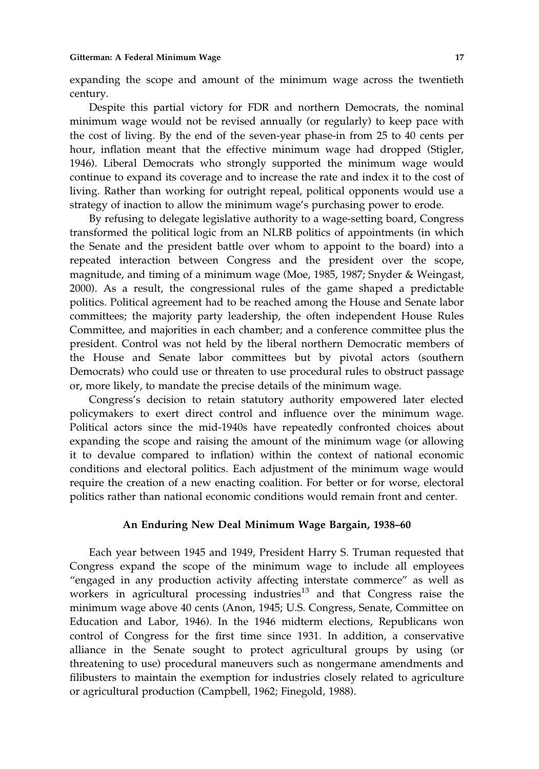expanding the scope and amount of the minimum wage across the twentieth century.

Despite this partial victory for FDR and northern Democrats, the nominal minimum wage would not be revised annually (or regularly) to keep pace with the cost of living. By the end of the seven-year phase-in from 25 to 40 cents per hour, inflation meant that the effective minimum wage had dropped (Stigler, 1946). Liberal Democrats who strongly supported the minimum wage would continue to expand its coverage and to increase the rate and index it to the cost of living. Rather than working for outright repeal, political opponents would use a strategy of inaction to allow the minimum wage's purchasing power to erode.

By refusing to delegate legislative authority to a wage-setting board, Congress transformed the political logic from an NLRB politics of appointments (in which the Senate and the president battle over whom to appoint to the board) into a repeated interaction between Congress and the president over the scope, magnitude, and timing of a minimum wage (Moe, 1985, 1987; Snyder & Weingast, 2000). As a result, the congressional rules of the game shaped a predictable politics. Political agreement had to be reached among the House and Senate labor committees; the majority party leadership, the often independent House Rules Committee, and majorities in each chamber; and a conference committee plus the president. Control was not held by the liberal northern Democratic members of the House and Senate labor committees but by pivotal actors (southern Democrats) who could use or threaten to use procedural rules to obstruct passage or, more likely, to mandate the precise details of the minimum wage.

Congress's decision to retain statutory authority empowered later elected policymakers to exert direct control and influence over the minimum wage. Political actors since the mid-1940s have repeatedly confronted choices about expanding the scope and raising the amount of the minimum wage (or allowing it to devalue compared to inflation) within the context of national economic conditions and electoral politics. Each adjustment of the minimum wage would require the creation of a new enacting coalition. For better or for worse, electoral politics rather than national economic conditions would remain front and center.

## An Enduring New Deal Minimum Wage Bargain, 1938–60

Each year between 1945 and 1949, President Harry S. Truman requested that Congress expand the scope of the minimum wage to include all employees "engaged in any production activity affecting interstate commerce" as well as workers in agricultural processing industries[13] and that Congress raise the minimum wage above 40 cents (Anon, 1945; U.S. Congress, Senate, Committee on Education and Labor, 1946). In the 1946 midterm elections, Republicans won control of Congress for the first time since 1931. In addition, a conservative alliance in the Senate sought to protect agricultural groups by using (or threatening to use) procedural maneuvers such as nongermane amendments and filibusters to maintain the exemption for industries closely related to agriculture or agricultural production (Campbell, 1962; Finegold, 1988).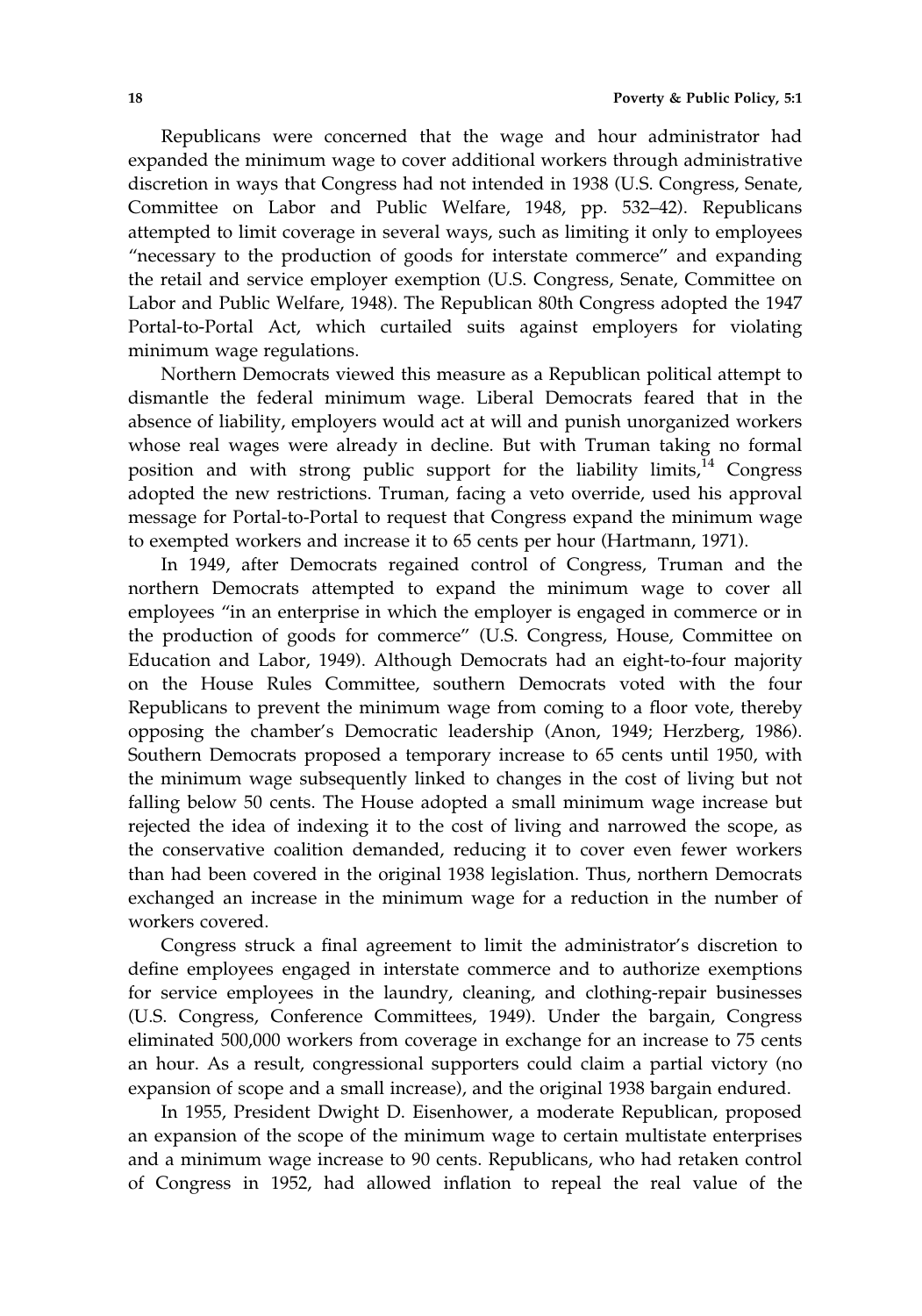Republicans were concerned that the wage and hour administrator had expanded the minimum wage to cover additional workers through administrative discretion in ways that Congress had not intended in 1938 (U.S. Congress, Senate, Committee on Labor and Public Welfare, 1948, pp. 532–42). Republicans attempted to limit coverage in several ways, such as limiting it only to employees "necessary to the production of goods for interstate commerce" and expanding the retail and service employer exemption (U.S. Congress, Senate, Committee on Labor and Public Welfare, 1948). The Republican 80th Congress adopted the 1947 Portal-to-Portal Act, which curtailed suits against employers for violating minimum wage regulations.

Northern Democrats viewed this measure as a Republican political attempt to dismantle the federal minimum wage. Liberal Democrats feared that in the absence of liability, employers would act at will and punish unorganized workers whose real wages were already in decline. But with Truman taking no formal position and with strong public support for the liability limits,[14] Congress adopted the new restrictions. Truman, facing a veto override, used his approval message for Portal-to-Portal to request that Congress expand the minimum wage to exempted workers and increase it to 65 cents per hour (Hartmann, 1971).

In 1949, after Democrats regained control of Congress, Truman and the northern Democrats attempted to expand the minimum wage to cover all employees "in an enterprise in which the employer is engaged in commerce or in the production of goods for commerce" (U.S. Congress, House, Committee on Education and Labor, 1949). Although Democrats had an eight-to-four majority on the House Rules Committee, southern Democrats voted with the four Republicans to prevent the minimum wage from coming to a floor vote, thereby opposing the chamber's Democratic leadership (Anon, 1949; Herzberg, 1986). Southern Democrats proposed a temporary increase to 65 cents until 1950, with the minimum wage subsequently linked to changes in the cost of living but not falling below 50 cents. The House adopted a small minimum wage increase but rejected the idea of indexing it to the cost of living and narrowed the scope, as the conservative coalition demanded, reducing it to cover even fewer workers than had been covered in the original 1938 legislation. Thus, northern Democrats exchanged an increase in the minimum wage for a reduction in the number of workers covered.

Congress struck a final agreement to limit the administrator's discretion to define employees engaged in interstate commerce and to authorize exemptions for service employees in the laundry, cleaning, and clothing-repair businesses (U.S. Congress, Conference Committees, 1949). Under the bargain, Congress eliminated 500,000 workers from coverage in exchange for an increase to 75 cents an hour. As a result, congressional supporters could claim a partial victory (no expansion of scope and a small increase), and the original 1938 bargain endured.

In 1955, President Dwight D. Eisenhower, a moderate Republican, proposed an expansion of the scope of the minimum wage to certain multistate enterprises and a minimum wage increase to 90 cents. Republicans, who had retaken control of Congress in 1952, had allowed inflation to repeal the real value of the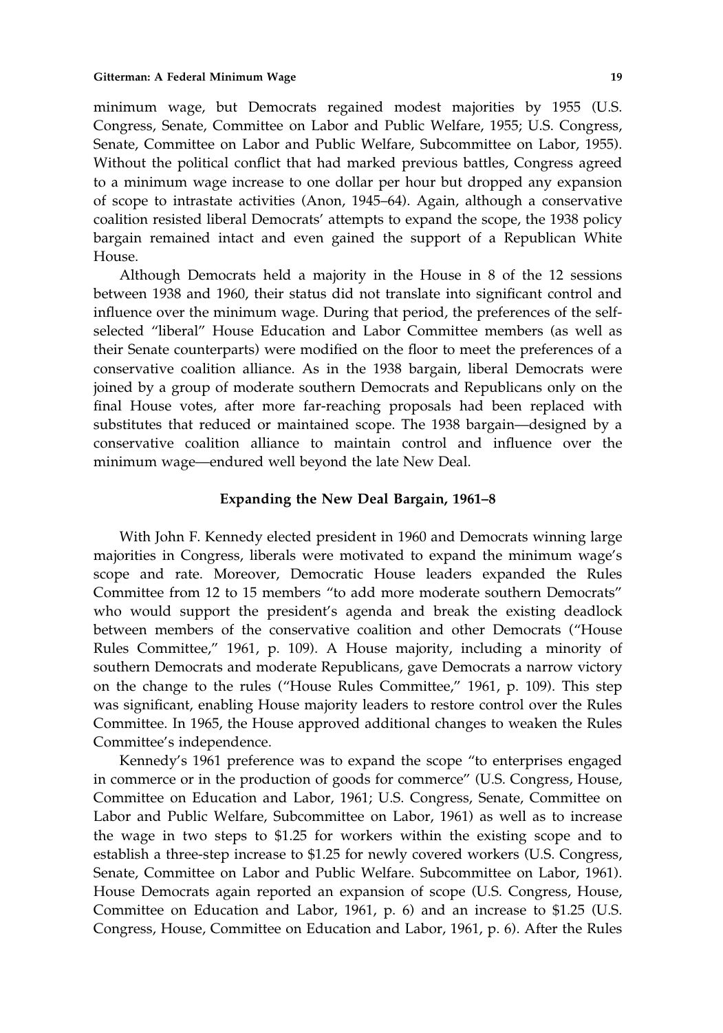minimum wage, but Democrats regained modest majorities by 1955 (U.S. Congress, Senate, Committee on Labor and Public Welfare, 1955; U.S. Congress, Senate, Committee on Labor and Public Welfare, Subcommittee on Labor, 1955). Without the political conflict that had marked previous battles, Congress agreed to a minimum wage increase to one dollar per hour but dropped any expansion of scope to intrastate activities (Anon, 1945–64). Again, although a conservative coalition resisted liberal Democrats' attempts to expand the scope, the 1938 policy bargain remained intact and even gained the support of a Republican White House.

Although Democrats held a majority in the House in 8 of the 12 sessions between 1938 and 1960, their status did not translate into significant control and influence over the minimum wage. During that period, the preferences of the self-selected "liberal" House Education and Labor Committee members (as well as their Senate counterparts) were modified on the floor to meet the preferences of a conservative coalition alliance. As in the 1938 bargain, liberal Democrats were joined by a group of moderate southern Democrats and Republicans only on the final House votes, after more far-reaching proposals had been replaced with substitutes that reduced or maintained scope. The 1938 bargain—designed by a conservative coalition alliance to maintain control and influence over the minimum wage—endured well beyond the late New Deal.

### Expanding the New Deal Bargain, 1961–8

With John F. Kennedy elected president in 1960 and Democrats winning large majorities in Congress, liberals were motivated to expand the minimum wage's scope and rate. Moreover, Democratic House leaders expanded the Rules Committee from 12 to 15 members "to add more moderate southern Democrats" who would support the president's agenda and break the existing deadlock between members of the conservative coalition and other Democrats ("House Rules Committee," 1961, p. 109). A House majority, including a minority of southern Democrats and moderate Republicans, gave Democrats a narrow victory on the change to the rules ("House Rules Committee," 1961, p. 109). This step was significant, enabling House majority leaders to restore control over the Rules Committee. In 1965, the House approved additional changes to weaken the Rules Committee's independence.

Kennedy's 1961 preference was to expand the scope "to enterprises engaged in commerce or in the production of goods for commerce" (U.S. Congress, House, Committee on Education and Labor, 1961; U.S. Congress, Senate, Committee on Labor and Public Welfare, Subcommittee on Labor, 1961) as well as to increase the wage in two steps to $1.25 for workers within the existing scope and to establish a three-step increase to $1.25 for newly covered workers (U.S. Congress, Senate, Committee on Labor and Public Welfare. Subcommittee on Labor, 1961). House Democrats again reported an expansion of scope (U.S. Congress, House, Committee on Education and Labor, 1961, p. 6) and an increase to $1.25 (U.S. Congress, House, Committee on Education and Labor, 1961, p. 6). After the Rules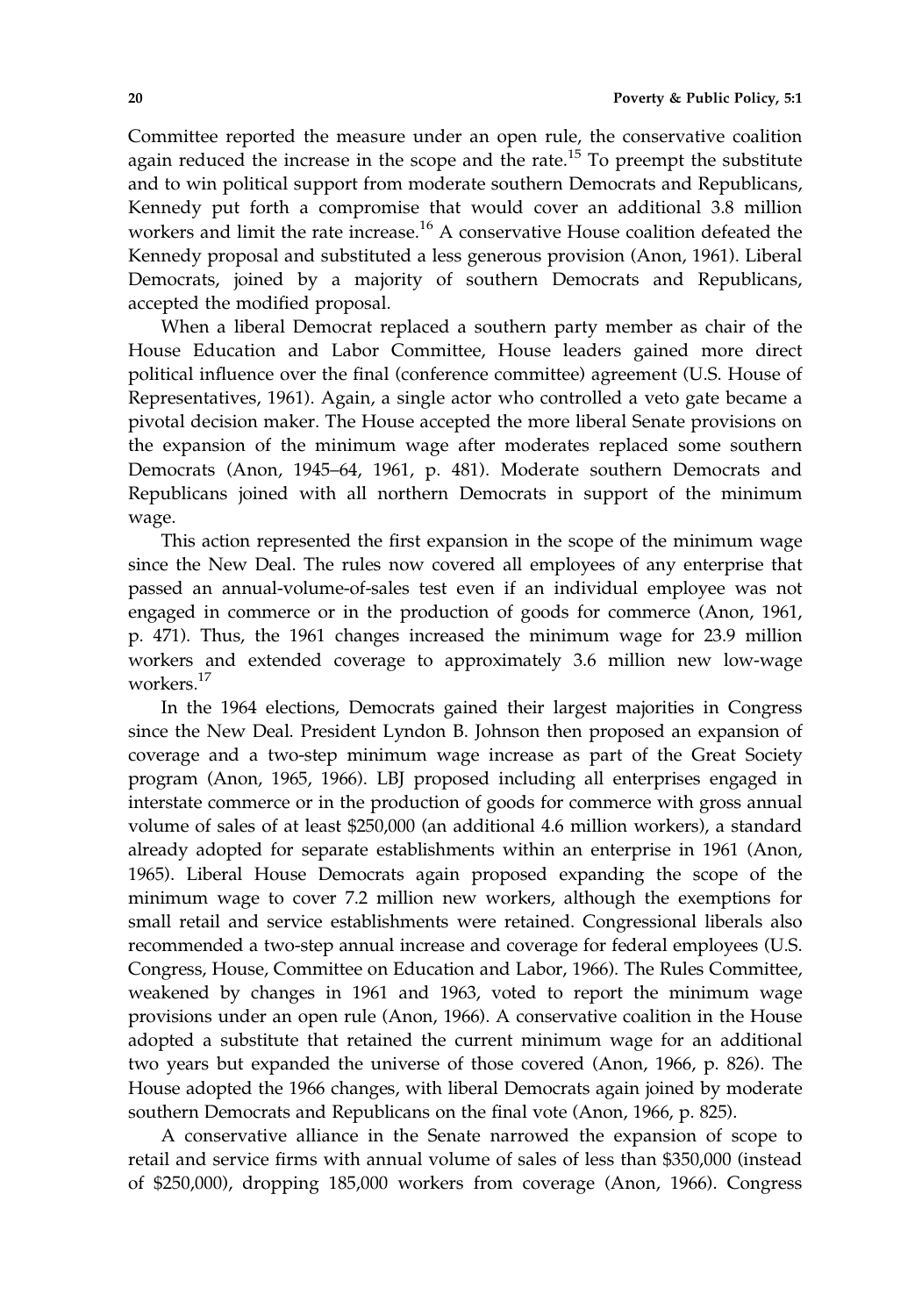Committee reported the measure under an open rule, the conservative coalition again reduced the increase in the scope and the rate.[15] To preempt the substitute and to win political support from moderate southern Democrats and Republicans, Kennedy put forth a compromise that would cover an additional 3.8 million workers and limit the rate increase.[16] A conservative House coalition defeated the Kennedy proposal and substituted a less generous provision (Anon, 1961). Liberal Democrats, joined by a majority of southern Democrats and Republicans, accepted the modified proposal.

When a liberal Democrat replaced a southern party member as chair of the House Education and Labor Committee, House leaders gained more direct political influence over the final (conference committee) agreement (U.S. House of Representatives, 1961). Again, a single actor who controlled a veto gate became a pivotal decision maker. The House accepted the more liberal Senate provisions on the expansion of the minimum wage after moderates replaced some southern Democrats (Anon, 1945–64, 1961, p. 481). Moderate southern Democrats and Republicans joined with all northern Democrats in support of the minimum wage.

This action represented the first expansion in the scope of the minimum wage since the New Deal. The rules now covered all employees of any enterprise that passed an annual-volume-of-sales test even if an individual employee was not engaged in commerce or in the production of goods for commerce (Anon, 1961, p. 471). Thus, the 1961 changes increased the minimum wage for 23.9 million workers and extended coverage to approximately 3.6 million new low-wage workers.[17]

In the 1964 elections, Democrats gained their largest majorities in Congress since the New Deal. President Lyndon B. Johnson then proposed an expansion of coverage and a two-step minimum wage increase as part of the Great Society program (Anon, 1965, 1966). LBJ proposed including all enterprises engaged in interstate commerce or in the production of goods for commerce with gross annual volume of sales of at least $250,000 (an additional 4.6 million workers), a standard already adopted for separate establishments within an enterprise in 1961 (Anon, 1965). Liberal House Democrats again proposed expanding the scope of the minimum wage to cover 7.2 million new workers, although the exemptions for small retail and service establishments were retained. Congressional liberals also recommended a two-step annual increase and coverage for federal employees (U.S. Congress, House, Committee on Education and Labor, 1966). The Rules Committee, weakened by changes in 1961 and 1963, voted to report the minimum wage provisions under an open rule (Anon, 1966). A conservative coalition in the House adopted a substitute that retained the current minimum wage for an additional two years but expanded the universe of those covered (Anon, 1966, p. 826). The House adopted the 1966 changes, with liberal Democrats again joined by moderate southern Democrats and Republicans on the final vote (Anon, 1966, p. 825).

A conservative alliance in the Senate narrowed the expansion of scope to retail and service firms with annual volume of sales of less than $350,000 (instead of $250,000), dropping 185,000 workers from coverage (Anon, 1966). Congress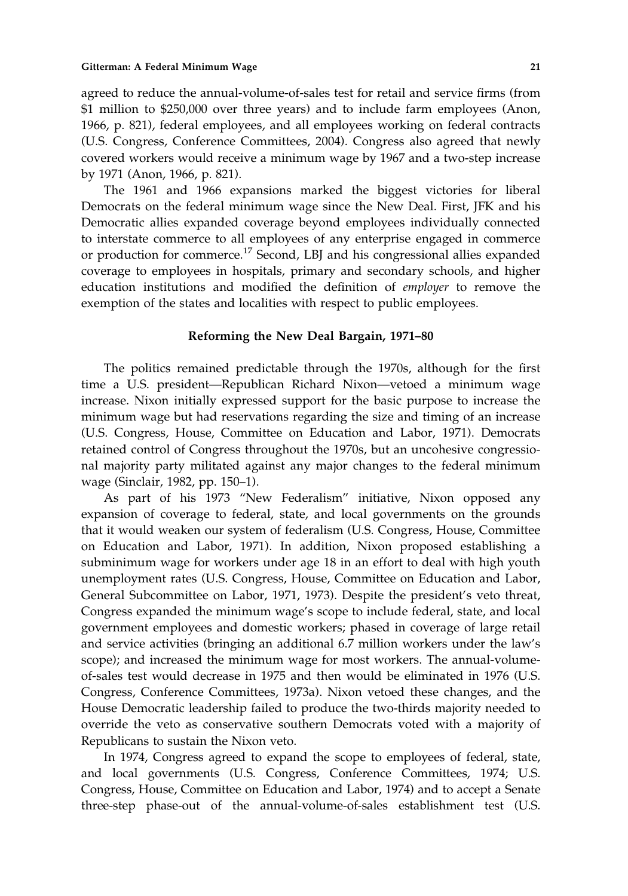agreed to reduce the annual-volume-of-sales test for retail and service firms (from $1 million to $250,000 over three years) and to include farm employees (Anon, 1966, p. 821), federal employees, and all employees working on federal contracts (U.S. Congress, Conference Committees, 2004). Congress also agreed that newly covered workers would receive a minimum wage by 1967 and a two-step increase by 1971 (Anon, 1966, p. 821).

The 1961 and 1966 expansions marked the biggest victories for liberal Democrats on the federal minimum wage since the New Deal. First, JFK and his Democratic allies expanded coverage beyond employees individually connected to interstate commerce to all employees of any enterprise engaged in commerce or production for commerce.[17] Second, LBJ and his congressional allies expanded coverage to employees in hospitals, primary and secondary schools, and higher education institutions and modified the definition of *employer* to remove the exemption of the states and localities with respect to public employees.

### Reforming the New Deal Bargain, 1971–80

The politics remained predictable through the 1970s, although for the first time a U.S. president—Republican Richard Nixon—vetoed a minimum wage increase. Nixon initially expressed support for the basic purpose to increase the minimum wage but had reservations regarding the size and timing of an increase (U.S. Congress, House, Committee on Education and Labor, 1971). Democrats retained control of Congress throughout the 1970s, but an uncohesive congressional majority party militated against any major changes to the federal minimum wage (Sinclair, 1982, pp. 150–1).

As part of his 1973 "New Federalism" initiative, Nixon opposed any expansion of coverage to federal, state, and local governments on the grounds that it would weaken our system of federalism (U.S. Congress, House, Committee on Education and Labor, 1971). In addition, Nixon proposed establishing a subminimum wage for workers under age 18 in an effort to deal with high youth unemployment rates (U.S. Congress, House, Committee on Education and Labor, General Subcommittee on Labor, 1971, 1973). Despite the president's veto threat, Congress expanded the minimum wage's scope to include federal, state, and local government employees and domestic workers; phased in coverage of large retail and service activities (bringing an additional 6.7 million workers under the law's scope); and increased the minimum wage for most workers. The annual-volume-of-sales test would decrease in 1975 and then would be eliminated in 1976 (U.S. Congress, Conference Committees, 1973a). Nixon vetoed these changes, and the House Democratic leadership failed to produce the two-thirds majority needed to override the veto as conservative southern Democrats voted with a majority of Republicans to sustain the Nixon veto.

In 1974, Congress agreed to expand the scope to employees of federal, state, and local governments (U.S. Congress, Conference Committees, 1974; U.S. Congress, House, Committee on Education and Labor, 1974) and to accept a Senate three-step phase-out of the annual-volume-of-sales establishment test (U.S.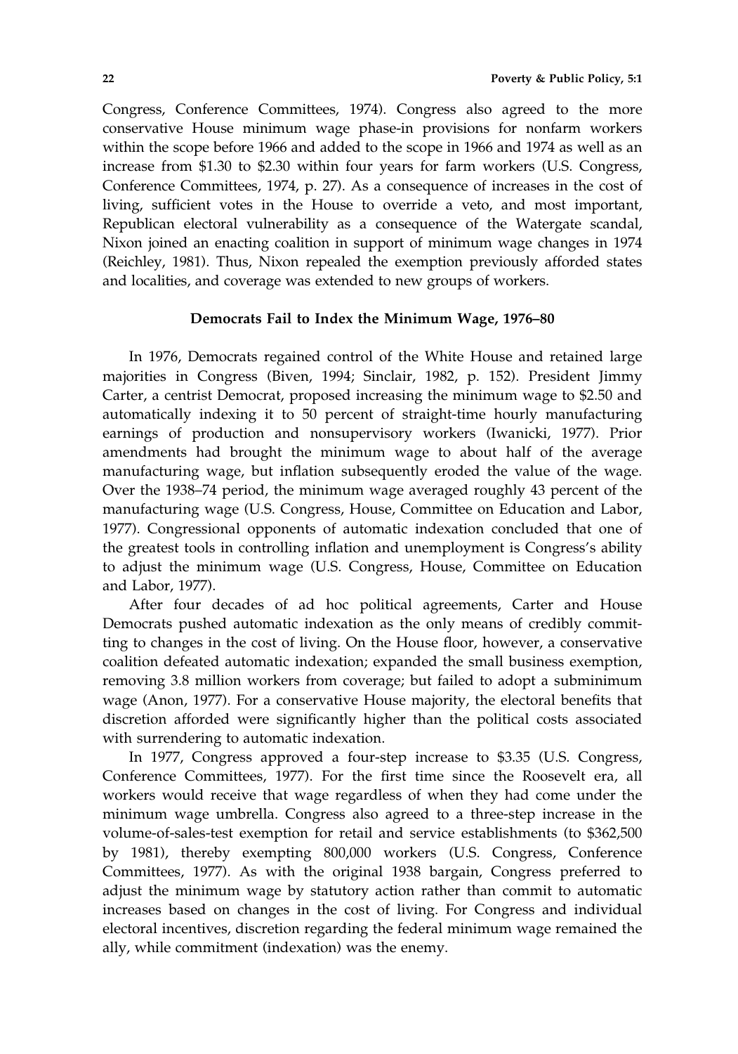Congress, Conference Committees, 1974). Congress also agreed to the more conservative House minimum wage phase-in provisions for nonfarm workers within the scope before 1966 and added to the scope in 1966 and 1974 as well as an increase from $1.30 to $2.30 within four years for farm workers (U.S. Congress, Conference Committees, 1974, p. 27). As a consequence of increases in the cost of living, sufficient votes in the House to override a veto, and most important, Republican electoral vulnerability as a consequence of the Watergate scandal, Nixon joined an enacting coalition in support of minimum wage changes in 1974 (Reichley, 1981). Thus, Nixon repealed the exemption previously afforded states and localities, and coverage was extended to new groups of workers.

### Democrats Fail to Index the Minimum Wage, 1976–80

In 1976, Democrats regained control of the White House and retained large majorities in Congress (Biven, 1994; Sinclair, 1982, p. 152). President Jimmy Carter, a centrist Democrat, proposed increasing the minimum wage to $2.50 and automatically indexing it to 50 percent of straight-time hourly manufacturing earnings of production and nonsupervisory workers (Iwanicki, 1977). Prior amendments had brought the minimum wage to about half of the average manufacturing wage, but inflation subsequently eroded the value of the wage. Over the 1938–74 period, the minimum wage averaged roughly 43 percent of the manufacturing wage (U.S. Congress, House, Committee on Education and Labor, 1977). Congressional opponents of automatic indexation concluded that one of the greatest tools in controlling inflation and unemployment is Congress's ability to adjust the minimum wage (U.S. Congress, House, Committee on Education and Labor, 1977).

After four decades of ad hoc political agreements, Carter and House Democrats pushed automatic indexation as the only means of credibly committing to changes in the cost of living. On the House floor, however, a conservative coalition defeated automatic indexation; expanded the small business exemption, removing 3.8 million workers from coverage; but failed to adopt a subminimum wage (Anon, 1977). For a conservative House majority, the electoral benefits that discretion afforded were significantly higher than the political costs associated with surrendering to automatic indexation.

In 1977, Congress approved a four-step increase to $3.35 (U.S. Congress, Conference Committees, 1977). For the first time since the Roosevelt era, all workers would receive that wage regardless of when they had come under the minimum wage umbrella. Congress also agreed to a three-step increase in the volume-of-sales-test exemption for retail and service establishments (to $362,500 by 1981), thereby exempting 800,000 workers (U.S. Congress, Conference Committees, 1977). As with the original 1938 bargain, Congress preferred to adjust the minimum wage by statutory action rather than commit to automatic increases based on changes in the cost of living. For Congress and individual electoral incentives, discretion regarding the federal minimum wage remained the ally, while commitment (indexation) was the enemy.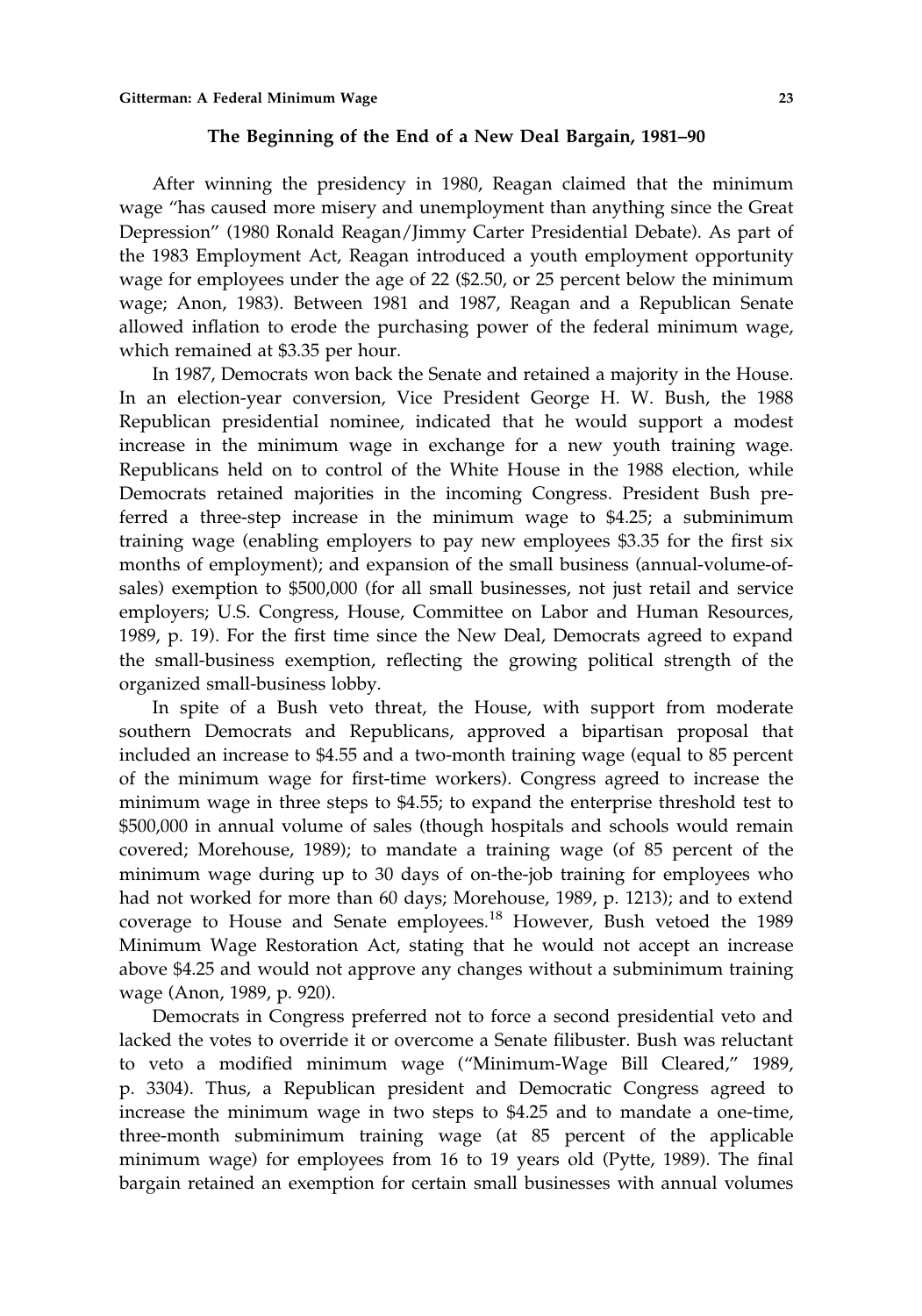### The Beginning of the End of a New Deal Bargain, 1981–90

After winning the presidency in 1980, Reagan claimed that the minimum wage "has caused more misery and unemployment than anything since the Great Depression" (1980 Ronald Reagan/Jimmy Carter Presidential Debate). As part of the 1983 Employment Act, Reagan introduced a youth employment opportunity wage for employees under the age of 22 ($2.50, or 25 percent below the minimum wage; Anon, 1983). Between 1981 and 1987, Reagan and a Republican Senate allowed inflation to erode the purchasing power of the federal minimum wage, which remained at $3.35 per hour.

In 1987, Democrats won back the Senate and retained a majority in the House. In an election-year conversion, Vice President George H. W. Bush, the 1988 Republican presidential nominee, indicated that he would support a modest increase in the minimum wage in exchange for a new youth training wage. Republicans held on to control of the White House in the 1988 election, while Democrats retained majorities in the incoming Congress. President Bush preferred a three-step increase in the minimum wage to $4.25; a subminimum training wage (enabling employers to pay new employees $3.35 for the first six months of employment); and expansion of the small business (annual-volume-of-sales) exemption to $500,000 (for all small businesses, not just retail and service employers; U.S. Congress, House, Committee on Labor and Human Resources, 1989, p. 19). For the first time since the New Deal, Democrats agreed to expand the small-business exemption, reflecting the growing political strength of the organized small-business lobby.

In spite of a Bush veto threat, the House, with support from moderate southern Democrats and Republicans, approved a bipartisan proposal that included an increase to $4.55 and a two-month training wage (equal to 85 percent of the minimum wage for first-time workers). Congress agreed to increase the minimum wage in three steps to $4.55; to expand the enterprise threshold test to $500,000 in annual volume of sales (though hospitals and schools would remain covered; Morehouse, 1989); to mandate a training wage (of 85 percent of the minimum wage during up to 30 days of on-the-job training for employees who had not worked for more than 60 days; Morehouse, 1989, p. 1213); and to extend coverage to House and Senate employees.[18] However, Bush vetoed the 1989 Minimum Wage Restoration Act, stating that he would not accept an increase above $4.25 and would not approve any changes without a subminimum training wage (Anon, 1989, p. 920).

Democrats in Congress preferred not to force a second presidential veto and lacked the votes to override it or overcome a Senate filibuster. Bush was reluctant to veto a modified minimum wage ("Minimum-Wage Bill Cleared," 1989, p. 3304). Thus, a Republican president and Democratic Congress agreed to increase the minimum wage in two steps to $4.25 and to mandate a one-time, three-month subminimum training wage (at 85 percent of the applicable minimum wage) for employees from 16 to 19 years old (Pytte, 1989). The final bargain retained an exemption for certain small businesses with annual volumes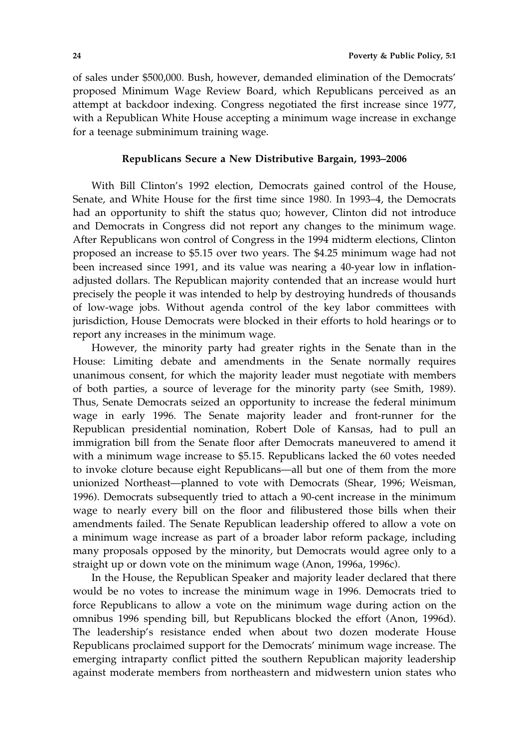of sales under \$500,000. Bush, however, demanded elimination of the Democrats' proposed Minimum Wage Review Board, which Republicans perceived as an attempt at backdoor indexing. Congress negotiated the first increase since 1977, with a Republican White House accepting a minimum wage increase in exchange for a teenage subminimum training wage.

## Republicans Secure a New Distributive Bargain, 1993–2006

With Bill Clinton's 1992 election, Democrats gained control of the House, Senate, and White House for the first time since 1980. In 1993–4, the Democrats had an opportunity to shift the status quo; however, Clinton did not introduce and Democrats in Congress did not report any changes to the minimum wage. After Republicans won control of Congress in the 1994 midterm elections, Clinton proposed an increase to \$5.15 over two years. The \$4.25 minimum wage had not been increased since 1991, and its value was nearing a 40-year low in inflation-adjusted dollars. The Republican majority contended that an increase would hurt precisely the people it was intended to help by destroying hundreds of thousands of low-wage jobs. Without agenda control of the key labor committees with jurisdiction, House Democrats were blocked in their efforts to hold hearings or to report any increases in the minimum wage.

However, the minority party had greater rights in the Senate than in the House: Limiting debate and amendments in the Senate normally requires unanimous consent, for which the majority leader must negotiate with members of both parties, a source of leverage for the minority party (see Smith, 1989). Thus, Senate Democrats seized an opportunity to increase the federal minimum wage in early 1996. The Senate majority leader and front-runner for the Republican presidential nomination, Robert Dole of Kansas, had to pull an immigration bill from the Senate floor after Democrats maneuvered to amend it with a minimum wage increase to \$5.15. Republicans lacked the 60 votes needed to invoke cloture because eight Republicans—all but one of them from the more unionized Northeast—planned to vote with Democrats (Shear, 1996; Weisman, 1996). Democrats subsequently tried to attach a 90-cent increase in the minimum wage to nearly every bill on the floor and filibustered those bills when their amendments failed. The Senate Republican leadership offered to allow a vote on a minimum wage increase as part of a broader labor reform package, including many proposals opposed by the minority, but Democrats would agree only to a straight up or down vote on the minimum wage (Anon, 1996a, 1996c).

In the House, the Republican Speaker and majority leader declared that there would be no votes to increase the minimum wage in 1996. Democrats tried to force Republicans to allow a vote on the minimum wage during action on the omnibus 1996 spending bill, but Republicans blocked the effort (Anon, 1996d). The leadership's resistance ended when about two dozen moderate House Republicans proclaimed support for the Democrats' minimum wage increase. The emerging intraparty conflict pitted the southern Republican majority leadership against moderate members from northeastern and midwestern union states who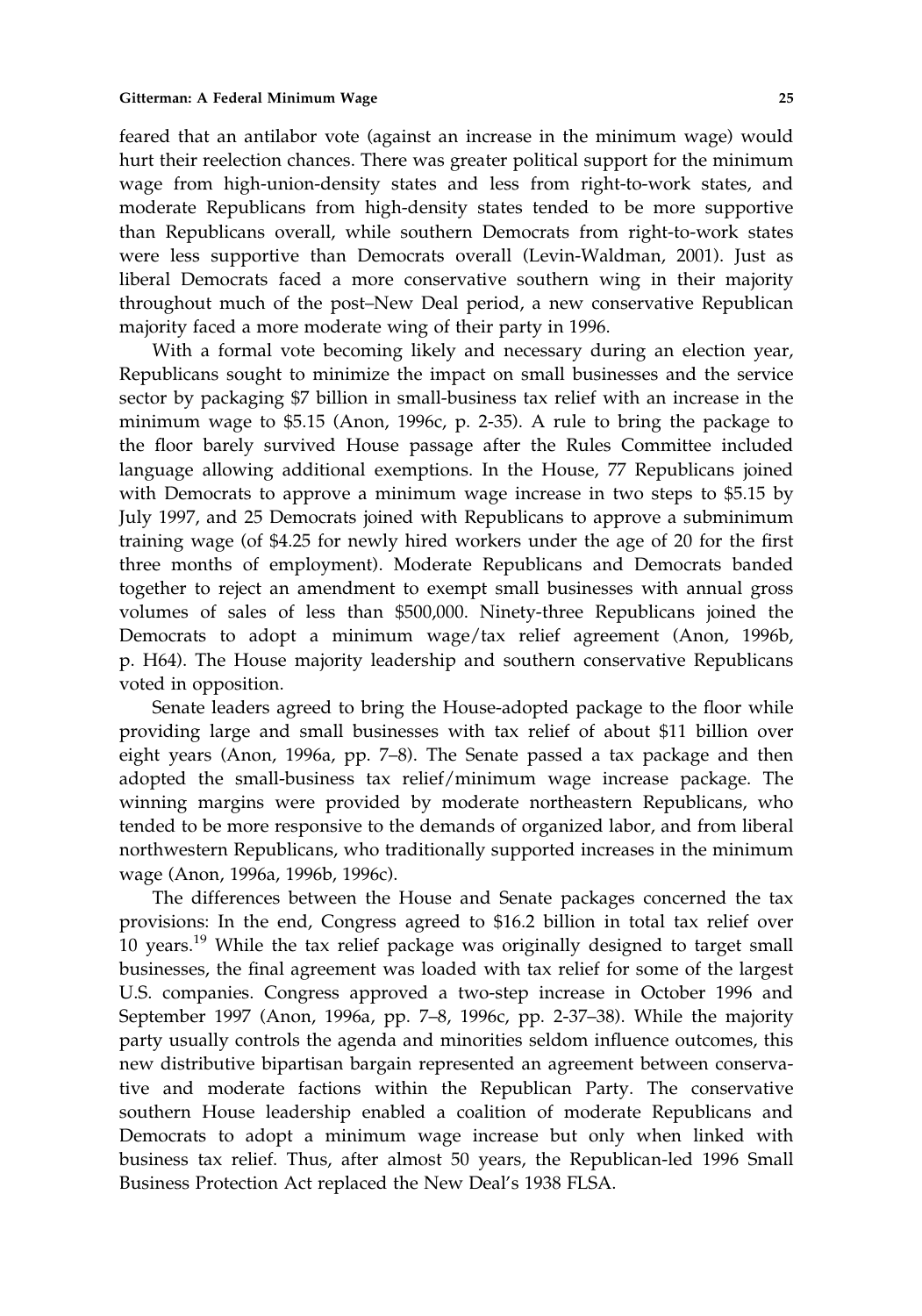feared that an antilabor vote (against an increase in the minimum wage) would hurt their reelection chances. There was greater political support for the minimum wage from high-union-density states and less from right-to-work states, and moderate Republicans from high-density states tended to be more supportive than Republicans overall, while southern Democrats from right-to-work states were less supportive than Democrats overall (Levin-Waldman, 2001). Just as liberal Democrats faced a more conservative southern wing in their majority throughout much of the post–New Deal period, a new conservative Republican majority faced a more moderate wing of their party in 1996.

With a formal vote becoming likely and necessary during an election year, Republicans sought to minimize the impact on small businesses and the service sector by packaging $7 billion in small-business tax relief with an increase in the minimum wage to $5.15 (Anon, 1996c, p. 2-35). A rule to bring the package to the floor barely survived House passage after the Rules Committee included language allowing additional exemptions. In the House, 77 Republicans joined with Democrats to approve a minimum wage increase in two steps to $5.15 by July 1997, and 25 Democrats joined with Republicans to approve a subminimum training wage (of $4.25 for newly hired workers under the age of 20 for the first three months of employment). Moderate Republicans and Democrats banded together to reject an amendment to exempt small businesses with annual gross volumes of sales of less than $500,000. Ninety-three Republicans joined the Democrats to adopt a minimum wage/tax relief agreement (Anon, 1996b, p. H64). The House majority leadership and southern conservative Republicans voted in opposition.

Senate leaders agreed to bring the House-adopted package to the floor while providing large and small businesses with tax relief of about $11 billion over eight years (Anon, 1996a, pp. 7–8). The Senate passed a tax package and then adopted the small-business tax relief/minimum wage increase package. The winning margins were provided by moderate northeastern Republicans, who tended to be more responsive to the demands of organized labor, and from liberal northwestern Republicans, who traditionally supported increases in the minimum wage (Anon, 1996a, 1996b, 1996c).

The differences between the House and Senate packages concerned the tax provisions: In the end, Congress agreed to $16.2 billion in total tax relief over 10 years.[19] While the tax relief package was originally designed to target small businesses, the final agreement was loaded with tax relief for some of the largest U.S. companies. Congress approved a two-step increase in October 1996 and September 1997 (Anon, 1996a, pp. 7–8, 1996c, pp. 2-37–38). While the majority party usually controls the agenda and minorities seldom influence outcomes, this new distributive bipartisan bargain represented an agreement between conservative and moderate factions within the Republican Party. The conservative southern House leadership enabled a coalition of moderate Republicans and Democrats to adopt a minimum wage increase but only when linked with business tax relief. Thus, after almost 50 years, the Republican-led 1996 Small Business Protection Act replaced the New Deal's 1938 FLSA.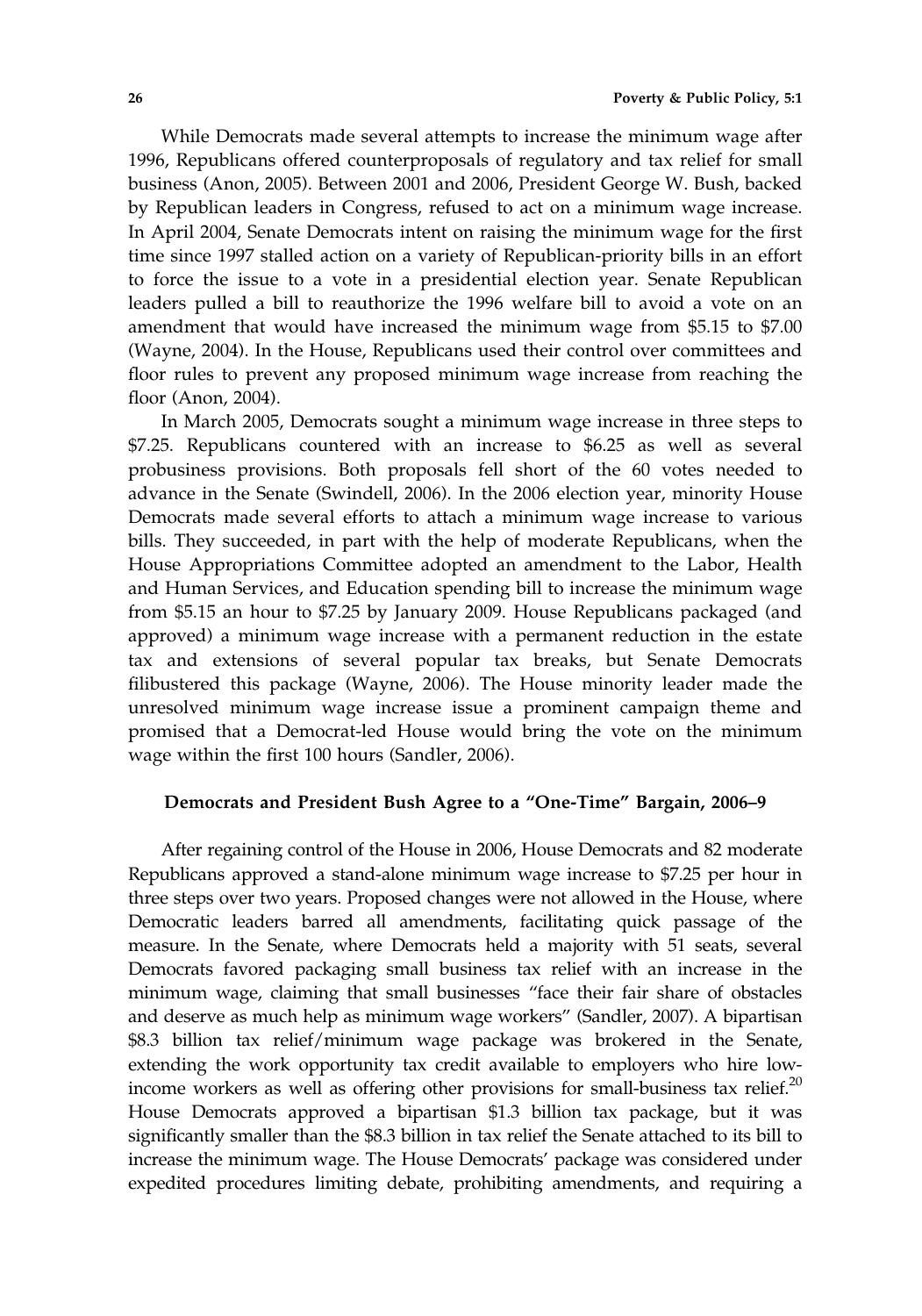While Democrats made several attempts to increase the minimum wage after 1996, Republicans offered counterproposals of regulatory and tax relief for small business (Anon, 2005). Between 2001 and 2006, President George W. Bush, backed by Republican leaders in Congress, refused to act on a minimum wage increase. In April 2004, Senate Democrats intent on raising the minimum wage for the first time since 1997 stalled action on a variety of Republican-priority bills in an effort to force the issue to a vote in a presidential election year. Senate Republican leaders pulled a bill to reauthorize the 1996 welfare bill to avoid a vote on an amendment that would have increased the minimum wage from $5.15 to $7.00 (Wayne, 2004). In the House, Republicans used their control over committees and floor rules to prevent any proposed minimum wage increase from reaching the floor (Anon, 2004).

In March 2005, Democrats sought a minimum wage increase in three steps to $7.25. Republicans countered with an increase to $6.25 as well as several probusiness provisions. Both proposals fell short of the 60 votes needed to advance in the Senate (Swindell, 2006). In the 2006 election year, minority House Democrats made several efforts to attach a minimum wage increase to various bills. They succeeded, in part with the help of moderate Republicans, when the House Appropriations Committee adopted an amendment to the Labor, Health and Human Services, and Education spending bill to increase the minimum wage from $5.15 an hour to $7.25 by January 2009. House Republicans packaged (and approved) a minimum wage increase with a permanent reduction in the estate tax and extensions of several popular tax breaks, but Senate Democrats filibustered this package (Wayne, 2006). The House minority leader made the unresolved minimum wage increase issue a prominent campaign theme and promised that a Democrat-led House would bring the vote on the minimum wage within the first 100 hours (Sandler, 2006).

### Democrats and President Bush Agree to a "One-Time" Bargain, 2006–9

After regaining control of the House in 2006, House Democrats and 82 moderate Republicans approved a stand-alone minimum wage increase to $7.25 per hour in three steps over two years. Proposed changes were not allowed in the House, where Democratic leaders barred all amendments, facilitating quick passage of the measure. In the Senate, where Democrats held a majority with 51 seats, several Democrats favored packaging small business tax relief with an increase in the minimum wage, claiming that small businesses "face their fair share of obstacles and deserve as much help as minimum wage workers" (Sandler, 2007). A bipartisan $8.3 billion tax relief/minimum wage package was brokered in the Senate, extending the work opportunity tax credit available to employers who hire low-income workers as well as offering other provisions for small-business tax relief.[20] House Democrats approved a bipartisan $1.3 billion tax package, but it was significantly smaller than the $8.3 billion in tax relief the Senate attached to its bill to increase the minimum wage. The House Democrats' package was considered under expedited procedures limiting debate, prohibiting amendments, and requiring a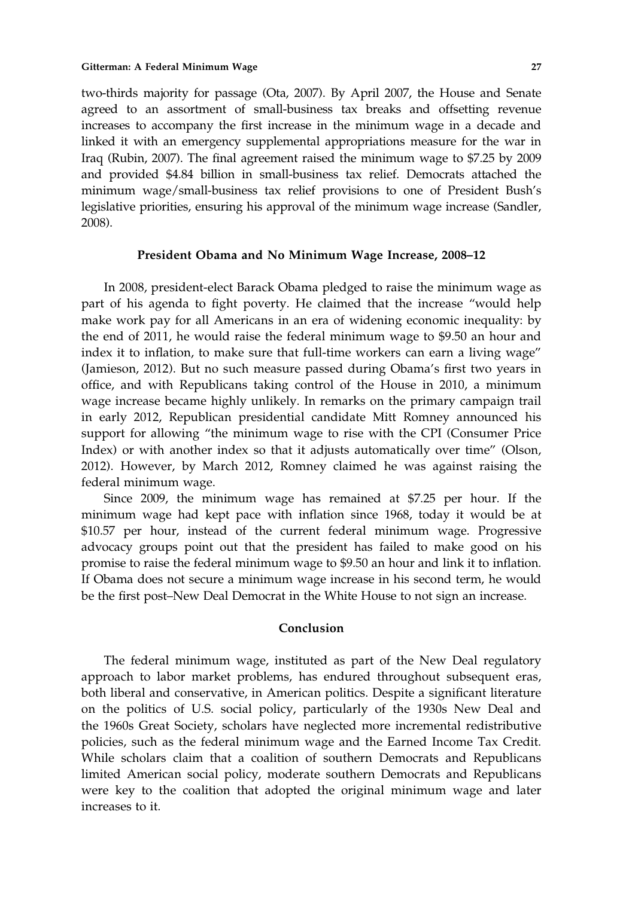two-thirds majority for passage (Ota, 2007). By April 2007, the House and Senate agreed to an assortment of small-business tax breaks and offsetting revenue increases to accompany the first increase in the minimum wage in a decade and linked it with an emergency supplemental appropriations measure for the war in Iraq (Rubin, 2007). The final agreement raised the minimum wage to $7.25 by 2009 and provided $4.84 billion in small-business tax relief. Democrats attached the minimum wage/small-business tax relief provisions to one of President Bush's legislative priorities, ensuring his approval of the minimum wage increase (Sandler, 2008).

## President Obama and No Minimum Wage Increase, 2008–12

In 2008, president-elect Barack Obama pledged to raise the minimum wage as part of his agenda to fight poverty. He claimed that the increase "would help make work pay for all Americans in an era of widening economic inequality: by the end of 2011, he would raise the federal minimum wage to $9.50 an hour and index it to inflation, to make sure that full-time workers can earn a living wage" (Jamieson, 2012). But no such measure passed during Obama's first two years in office, and with Republicans taking control of the House in 2010, a minimum wage increase became highly unlikely. In remarks on the primary campaign trail in early 2012, Republican presidential candidate Mitt Romney announced his support for allowing "the minimum wage to rise with the CPI (Consumer Price Index) or with another index so that it adjusts automatically over time" (Olson, 2012). However, by March 2012, Romney claimed he was against raising the federal minimum wage.

Since 2009, the minimum wage has remained at $7.25 per hour. If the minimum wage had kept pace with inflation since 1968, today it would be at $10.57 per hour, instead of the current federal minimum wage. Progressive advocacy groups point out that the president has failed to make good on his promise to raise the federal minimum wage to $9.50 an hour and link it to inflation. If Obama does not secure a minimum wage increase in his second term, he would be the first post–New Deal Democrat in the White House to not sign an increase.

## Conclusion

The federal minimum wage, instituted as part of the New Deal regulatory approach to labor market problems, has endured throughout subsequent eras, both liberal and conservative, in American politics. Despite a significant literature on the politics of U.S. social policy, particularly of the 1930s New Deal and the 1960s Great Society, scholars have neglected more incremental redistributive policies, such as the federal minimum wage and the Earned Income Tax Credit. While scholars claim that a coalition of southern Democrats and Republicans limited American social policy, moderate southern Democrats and Republicans were key to the coalition that adopted the original minimum wage and later increases to it.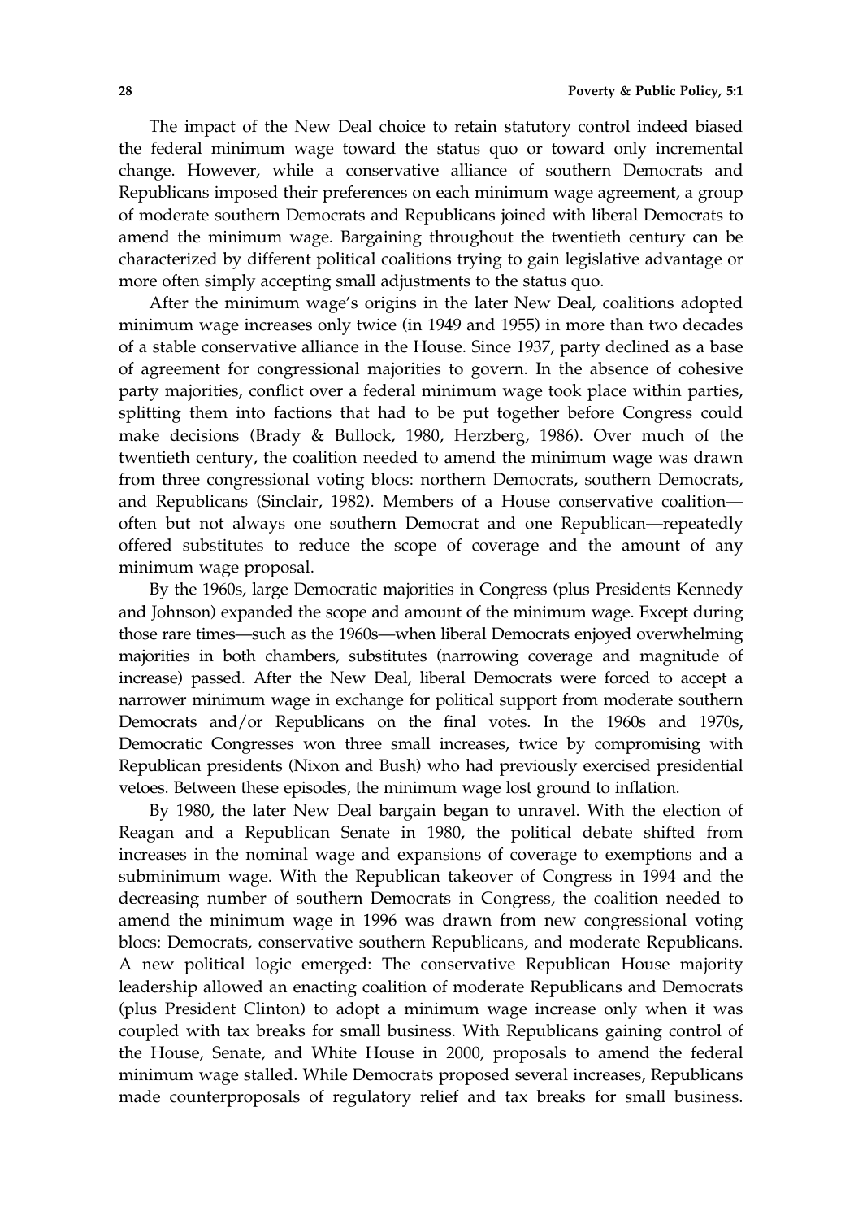The impact of the New Deal choice to retain statutory control indeed biased the federal minimum wage toward the status quo or toward only incremental change. However, while a conservative alliance of southern Democrats and Republicans imposed their preferences on each minimum wage agreement, a group of moderate southern Democrats and Republicans joined with liberal Democrats to amend the minimum wage. Bargaining throughout the twentieth century can be characterized by different political coalitions trying to gain legislative advantage or more often simply accepting small adjustments to the status quo.

After the minimum wage's origins in the later New Deal, coalitions adopted minimum wage increases only twice (in 1949 and 1955) in more than two decades of a stable conservative alliance in the House. Since 1937, party declined as a base of agreement for congressional majorities to govern. In the absence of cohesive party majorities, conflict over a federal minimum wage took place within parties, splitting them into factions that had to be put together before Congress could make decisions (Brady & Bullock, 1980, Herzberg, 1986). Over much of the twentieth century, the coalition needed to amend the minimum wage was drawn from three congressional voting blocs: northern Democrats, southern Democrats, and Republicans (Sinclair, 1982). Members of a House conservative coalition—often but not always one southern Democrat and one Republican—repeatedly offered substitutes to reduce the scope of coverage and the amount of any minimum wage proposal.

By the 1960s, large Democratic majorities in Congress (plus Presidents Kennedy and Johnson) expanded the scope and amount of the minimum wage. Except during those rare times—such as the 1960s—when liberal Democrats enjoyed overwhelming majorities in both chambers, substitutes (narrowing coverage and magnitude of increase) passed. After the New Deal, liberal Democrats were forced to accept a narrower minimum wage in exchange for political support from moderate southern Democrats and/or Republicans on the final votes. In the 1960s and 1970s, Democratic Congresses won three small increases, twice by compromising with Republican presidents (Nixon and Bush) who had previously exercised presidential vetoes. Between these episodes, the minimum wage lost ground to inflation.

By 1980, the later New Deal bargain began to unravel. With the election of Reagan and a Republican Senate in 1980, the political debate shifted from increases in the nominal wage and expansions of coverage to exemptions and a subminimum wage. With the Republican takeover of Congress in 1994 and the decreasing number of southern Democrats in Congress, the coalition needed to amend the minimum wage in 1996 was drawn from new congressional voting blocs: Democrats, conservative southern Republicans, and moderate Republicans. A new political logic emerged: The conservative Republican House majority leadership allowed an enacting coalition of moderate Republicans and Democrats (plus President Clinton) to adopt a minimum wage increase only when it was coupled with tax breaks for small business. With Republicans gaining control of the House, Senate, and White House in 2000, proposals to amend the federal minimum wage stalled. While Democrats proposed several increases, Republicans made counterproposals of regulatory relief and tax breaks for small business.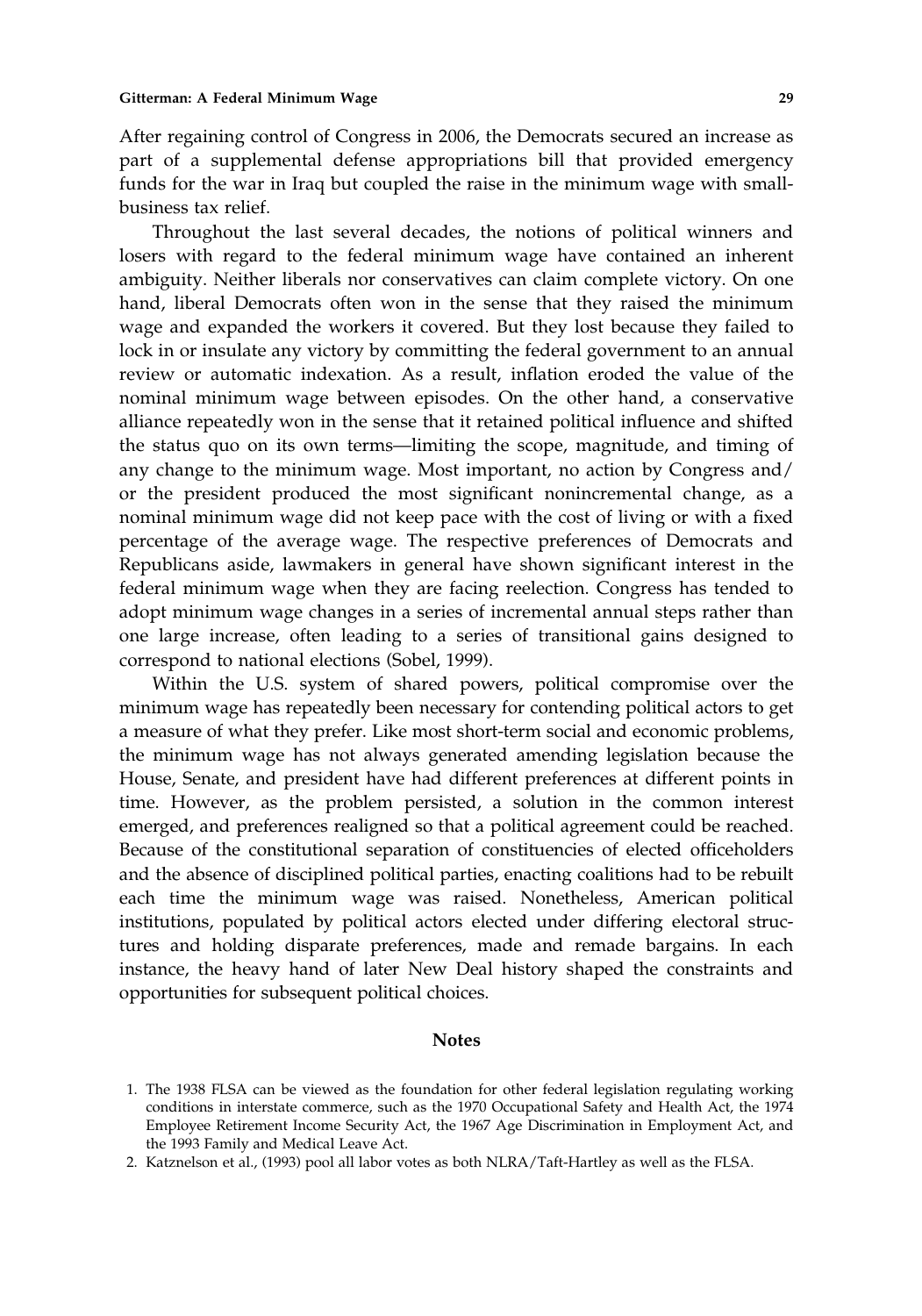After regaining control of Congress in 2006, the Democrats secured an increase as part of a supplemental defense appropriations bill that provided emergency funds for the war in Iraq but coupled the raise in the minimum wage with small-business tax relief.

Throughout the last several decades, the notions of political winners and losers with regard to the federal minimum wage have contained an inherent ambiguity. Neither liberals nor conservatives can claim complete victory. On one hand, liberal Democrats often won in the sense that they raised the minimum wage and expanded the workers it covered. But they lost because they failed to lock in or insulate any victory by committing the federal government to an annual review or automatic indexation. As a result, inflation eroded the value of the nominal minimum wage between episodes. On the other hand, a conservative alliance repeatedly won in the sense that it retained political influence and shifted the status quo on its own terms—limiting the scope, magnitude, and timing of any change to the minimum wage. Most important, no action by Congress and/or the president produced the most significant nonincremental change, as a nominal minimum wage did not keep pace with the cost of living or with a fixed percentage of the average wage. The respective preferences of Democrats and Republicans aside, lawmakers in general have shown significant interest in the federal minimum wage when they are facing reelection. Congress has tended to adopt minimum wage changes in a series of incremental annual steps rather than one large increase, often leading to a series of transitional gains designed to correspond to national elections (Sobel, 1999).

Within the U.S. system of shared powers, political compromise over the minimum wage has repeatedly been necessary for contending political actors to get a measure of what they prefer. Like most short-term social and economic problems, the minimum wage has not always generated amending legislation because the House, Senate, and president have had different preferences at different points in time. However, as the problem persisted, a solution in the common interest emerged, and preferences realigned so that a political agreement could be reached. Because of the constitutional separation of constituencies of elected officeholders and the absence of disciplined political parties, enacting coalitions had to be rebuilt each time the minimum wage was raised. Nonetheless, American political institutions, populated by political actors elected under differing electoral structures and holding disparate preferences, made and remade bargains. In each instance, the heavy hand of later New Deal history shaped the constraints and opportunities for subsequent political choices.

## Notes

1. The 1938 FLSA can be viewed as the foundation for other federal legislation regulating working conditions in interstate commerce, such as the 1970 Occupational Safety and Health Act, the 1974 Employee Retirement Income Security Act, the 1967 Age Discrimination in Employment Act, and the 1993 Family and Medical Leave Act.
2. Katznelson et al., (1993) pool all labor votes as both NLRA/Taft-Hartley as well as the FLSA.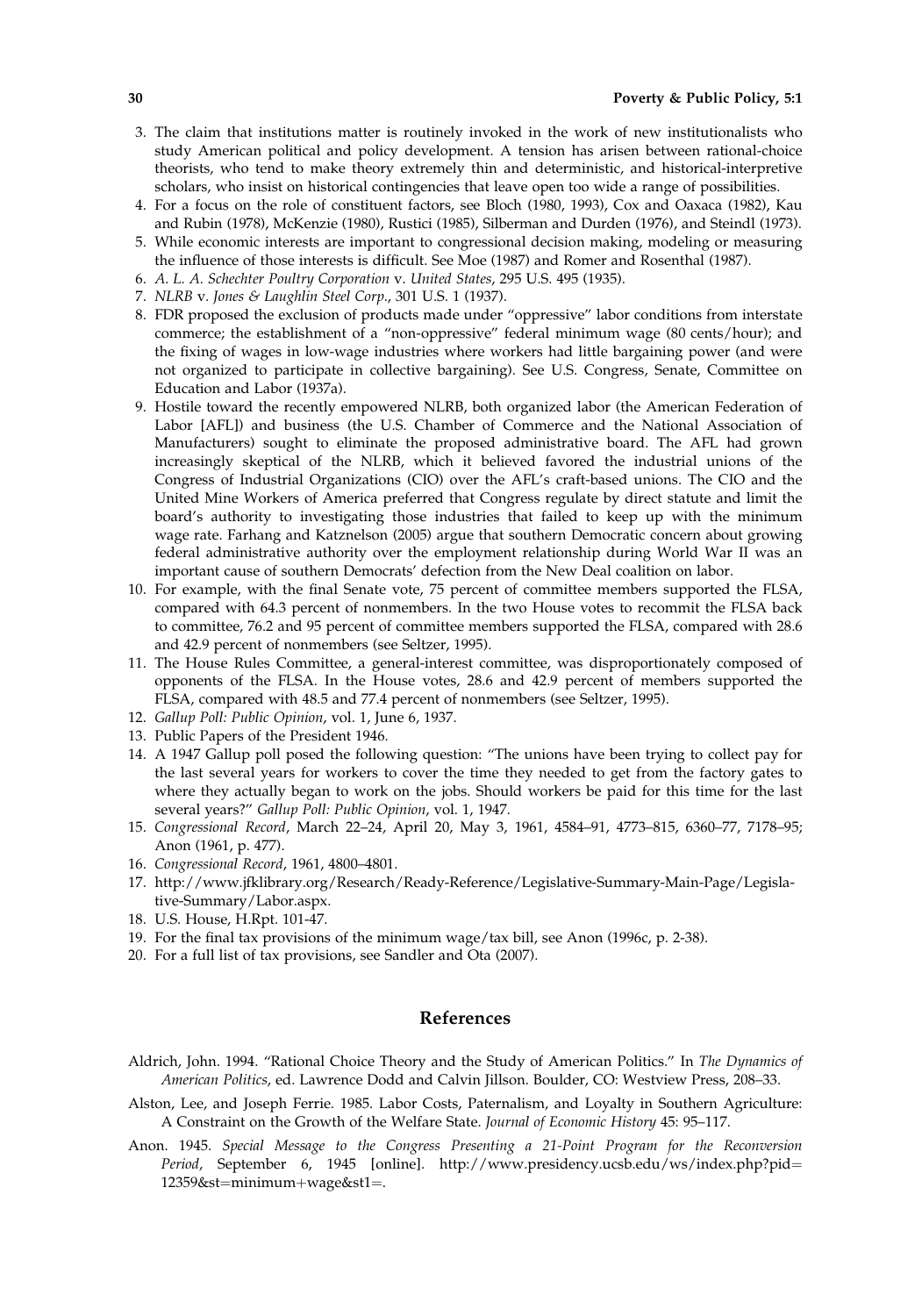3. The claim that institutions matter is routinely invoked in the work of new institutionalists who study American political and policy development. A tension has arisen between rational-choice theorists, who tend to make theory extremely thin and deterministic, and historical-interpretive scholars, who insist on historical contingencies that leave open too wide a range of possibilities.
4. For a focus on the role of constituent factors, see Bloch (1980, 1993), Cox and Oaxaca (1982), Kau and Rubin (1978), McKenzie (1980), Rustici (1985), Silberman and Durden (1976), and Steindl (1973).
5. While economic interests are important to congressional decision making, modeling or measuring the influence of those interests is difficult. See Moe (1987) and Romer and Rosenthal (1987).
6. *A. L. A. Schechter Poultry Corporation* v. *United States*, 295 U.S. 495 (1935).
7. *NLRB* v. *Jones & Laughlin Steel Corp.*, 301 U.S. 1 (1937).
8. FDR proposed the exclusion of products made under "oppressive" labor conditions from interstate commerce; the establishment of a "non-oppressive" federal minimum wage (80 cents/hour); and the fixing of wages in low-wage industries where workers had little bargaining power (and were not organized to participate in collective bargaining). See U.S. Congress, Senate, Committee on Education and Labor (1937a).
9. Hostile toward the recently empowered NLRB, both organized labor (the American Federation of Labor [AFL]) and business (the U.S. Chamber of Commerce and the National Association of Manufacturers) sought to eliminate the proposed administrative board. The AFL had grown increasingly skeptical of the NLRB, which it believed favored the industrial unions of the Congress of Industrial Organizations (CIO) over the AFL's craft-based unions. The CIO and the United Mine Workers of America preferred that Congress regulate by direct statute and limit the board's authority to investigating those industries that failed to keep up with the minimum wage rate. Farhang and Katznelson (2005) argue that southern Democratic concern about growing federal administrative authority over the employment relationship during World War II was an important cause of southern Democrats' defection from the New Deal coalition on labor.
10. For example, with the final Senate vote, 75 percent of committee members supported the FLSA, compared with 64.3 percent of nonmembers. In the two House votes to recommit the FLSA back to committee, 76.2 and 95 percent of committee members supported the FLSA, compared with 28.6 and 42.9 percent of nonmembers (see Seltzer, 1995).
11. The House Rules Committee, a general-interest committee, was disproportionately composed of opponents of the FLSA. In the House votes, 28.6 and 42.9 percent of members supported the FLSA, compared with 48.5 and 77.4 percent of nonmembers (see Seltzer, 1995).
12. *Gallup Poll: Public Opinion*, vol. 1, June 6, 1937.
13. Public Papers of the President 1946.
14. A 1947 Gallup poll posed the following question: "The unions have been trying to collect pay for the last several years for workers to cover the time they needed to get from the factory gates to where they actually began to work on the jobs. Should workers be paid for this time for the last several years?" *Gallup Poll: Public Opinion*, vol. 1, 1947.
15. *Congressional Record*, March 22–24, April 20, May 3, 1961, 4584–91, 4773–815, 6360–77, 7178–95; Anon (1961, p. 477).
16. *Congressional Record*, 1961, 4800–4801.
17. http://www.jfklibrary.org/Research/Ready-Reference/Legislative-Summary-Main-Page/Legislative-Summary/Labor.aspx.
18. U.S. House, H.Rpt. 101-47.
19. For the final tax provisions of the minimum wage/tax bill, see Anon (1996c, p. 2-38).
20. For a full list of tax provisions, see Sandler and Ota (2007).

## References

Aldrich, John. 1994. "Rational Choice Theory and the Study of American Politics." In *The Dynamics of American Politics*, ed. Lawrence Dodd and Calvin Jillson. Boulder, CO: Westview Press, 208–33.

Alston, Lee, and Joseph Ferrie. 1985. Labor Costs, Paternalism, and Loyalty in Southern Agriculture: A Constraint on the Growth of the Welfare State. *Journal of Economic History* 45: 95–117.

Anon. 1945. *Special Message to the Congress Presenting a 21-Point Program for the Reconversion Period*, September 6, 1945 [online]. http://www.presidency.ucsb.edu/ws/index.php?pid=12359&st=minimum+wage&st1=.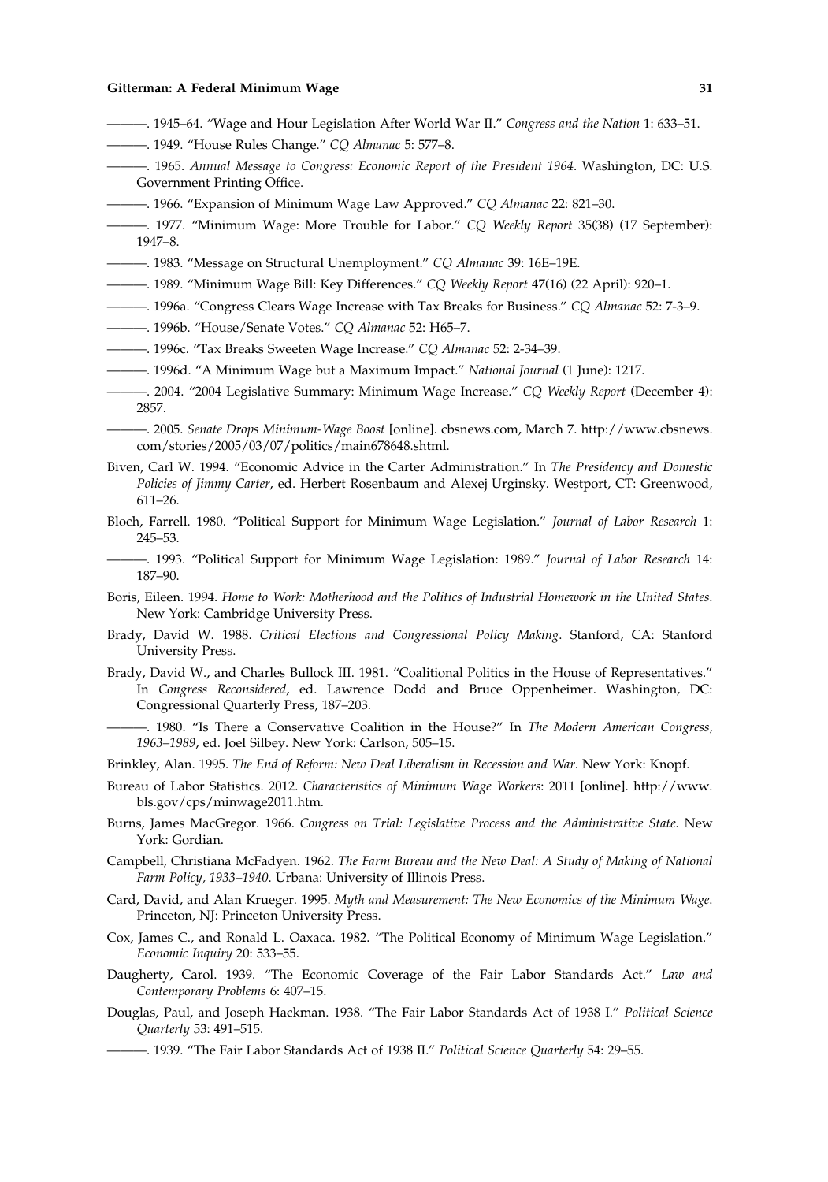———. 1945–64. "Wage and Hour Legislation After World War II." *Congress and the Nation* 1: 633–51.

———. 1949. "House Rules Change." *CQ Almanac* 5: 577–8.

———. 1965. *Annual Message to Congress: Economic Report of the President 1964*. Washington, DC: U.S. Government Printing Office.

———. 1966. "Expansion of Minimum Wage Law Approved." *CQ Almanac* 22: 821–30.

———. 1977. "Minimum Wage: More Trouble for Labor." *CQ Weekly Report* 35(38) (17 September): 1947–8.

———. 1983. "Message on Structural Unemployment." *CQ Almanac* 39: 16E–19E.

———. 1989. "Minimum Wage Bill: Key Differences." *CQ Weekly Report* 47(16) (22 April): 920–1.

———. 1996a. "Congress Clears Wage Increase with Tax Breaks for Business." *CQ Almanac* 52: 7-3–9.

———. 1996b. "House/Senate Votes." *CQ Almanac* 52: H65–7.

———. 1996c. "Tax Breaks Sweeten Wage Increase." *CQ Almanac* 52: 2-34–39.

———. 1996d. "A Minimum Wage but a Maximum Impact." *National Journal* (1 June): 1217.

———. 2004. "2004 Legislative Summary: Minimum Wage Increase." *CQ Weekly Report* (December 4): 2857.

———. 2005. *Senate Drops Minimum-Wage Boost* [online]. cbsnews.com, March 7. http://www.cbsnews.com/stories/2005/03/07/politics/main678648.shtml.

Biven, Carl W. 1994. "Economic Advice in the Carter Administration." In *The Presidency and Domestic Policies of Jimmy Carter*, ed. Herbert Rosenbaum and Alexej Urginsky. Westport, CT: Greenwood, 611–26.

Bloch, Farrell. 1980. "Political Support for Minimum Wage Legislation." *Journal of Labor Research* 1: 245–53.

———. 1993. "Political Support for Minimum Wage Legislation: 1989." *Journal of Labor Research* 14: 187–90.

Boris, Eileen. 1994. *Home to Work: Motherhood and the Politics of Industrial Homework in the United States*. New York: Cambridge University Press.

Brady, David W. 1988. *Critical Elections and Congressional Policy Making*. Stanford, CA: Stanford University Press.

Brady, David W., and Charles Bullock III. 1981. "Coalitional Politics in the House of Representatives." In *Congress Reconsidered*, ed. Lawrence Dodd and Bruce Oppenheimer. Washington, DC: Congressional Quarterly Press, 187–203.

———. 1980. "Is There a Conservative Coalition in the House?" In *The Modern American Congress, 1963–1989*, ed. Joel Silbey. New York: Carlson, 505–15.

Brinkley, Alan. 1995. *The End of Reform: New Deal Liberalism in Recession and War*. New York: Knopf.

Bureau of Labor Statistics. 2012. *Characteristics of Minimum Wage Workers*: 2011 [online]. http://www.bls.gov/cps/minwage2011.htm.

Burns, James MacGregor. 1966. *Congress on Trial: Legislative Process and the Administrative State*. New York: Gordian.

Campbell, Christiana McFadyen. 1962. *The Farm Bureau and the New Deal: A Study of Making of National Farm Policy, 1933–1940*. Urbana: University of Illinois Press.

Card, David, and Alan Krueger. 1995. *Myth and Measurement: The New Economics of the Minimum Wage*. Princeton, NJ: Princeton University Press.

Cox, James C., and Ronald L. Oaxaca. 1982. "The Political Economy of Minimum Wage Legislation." *Economic Inquiry* 20: 533–55.

Daugherty, Carol. 1939. "The Economic Coverage of the Fair Labor Standards Act." *Law and Contemporary Problems* 6: 407–15.

Douglas, Paul, and Joseph Hackman. 1938. "The Fair Labor Standards Act of 1938 I." *Political Science Quarterly* 53: 491–515.

———. 1939. "The Fair Labor Standards Act of 1938 II." *Political Science Quarterly* 54: 29–55.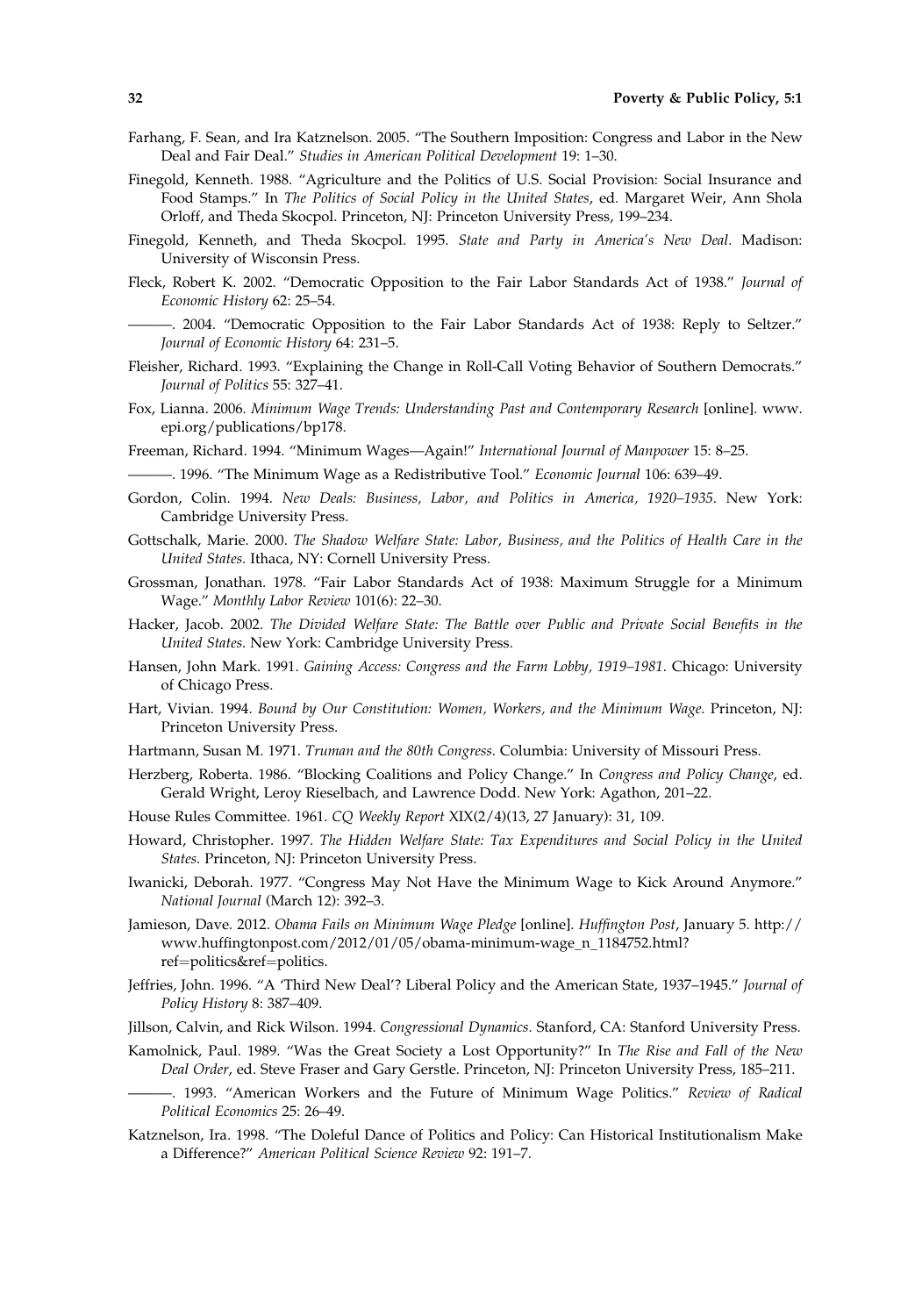Farhang, F. Sean, and Ira Katznelson. 2005. "The Southern Imposition: Congress and Labor in the New Deal and Fair Deal." *Studies in American Political Development* 19: 1–30.

Finegold, Kenneth. 1988. "Agriculture and the Politics of U.S. Social Provision: Social Insurance and Food Stamps." In *The Politics of Social Policy in the United States*, ed. Margaret Weir, Ann Shola Orloff, and Theda Skocpol. Princeton, NJ: Princeton University Press, 199–234.

Finegold, Kenneth, and Theda Skocpol. 1995. *State and Party in America's New Deal*. Madison: University of Wisconsin Press.

Fleck, Robert K. 2002. "Democratic Opposition to the Fair Labor Standards Act of 1938." *Journal of Economic History* 62: 25–54.

———. 2004. "Democratic Opposition to the Fair Labor Standards Act of 1938: Reply to Seltzer." *Journal of Economic History* 64: 231–5.

Fleisher, Richard. 1993. "Explaining the Change in Roll-Call Voting Behavior of Southern Democrats." *Journal of Politics* 55: 327–41.

Fox, Lianna. 2006. *Minimum Wage Trends: Understanding Past and Contemporary Research* [online]. www.epi.org/publications/bp178.

Freeman, Richard. 1994. "Minimum Wages—Again!" *International Journal of Manpower* 15: 8–25.

———. 1996. "The Minimum Wage as a Redistributive Tool." *Economic Journal* 106: 639–49.

Gordon, Colin. 1994. *New Deals: Business, Labor, and Politics in America, 1920–1935*. New York: Cambridge University Press.

Gottschalk, Marie. 2000. *The Shadow Welfare State: Labor, Business, and the Politics of Health Care in the United States*. Ithaca, NY: Cornell University Press.

Grossman, Jonathan. 1978. "Fair Labor Standards Act of 1938: Maximum Struggle for a Minimum Wage." *Monthly Labor Review* 101(6): 22–30.

Hacker, Jacob. 2002. *The Divided Welfare State: The Battle over Public and Private Social Benefits in the United States*. New York: Cambridge University Press.

Hansen, John Mark. 1991. *Gaining Access: Congress and the Farm Lobby, 1919–1981*. Chicago: University of Chicago Press.

Hart, Vivian. 1994. *Bound by Our Constitution: Women, Workers, and the Minimum Wage*. Princeton, NJ: Princeton University Press.

Hartmann, Susan M. 1971. *Truman and the 80th Congress*. Columbia: University of Missouri Press.

Herzberg, Roberta. 1986. "Blocking Coalitions and Policy Change." In *Congress and Policy Change*, ed. Gerald Wright, Leroy Rieselbach, and Lawrence Dodd. New York: Agathon, 201–22.

House Rules Committee. 1961. *CQ Weekly Report* XIX(2/4)(13, 27 January): 31, 109.

Howard, Christopher. 1997. *The Hidden Welfare State: Tax Expenditures and Social Policy in the United States*. Princeton, NJ: Princeton University Press.

Iwanicki, Deborah. 1977. "Congress May Not Have the Minimum Wage to Kick Around Anymore." *National Journal* (March 12): 392–3.

Jamieson, Dave. 2012. *Obama Fails on Minimum Wage Pledge* [online]. *Huffington Post*, January 5. http://www.huffingtonpost.com/2012/01/05/obama-minimum-wage_n_1184752.html?ref=politics&ref=politics.

Jeffries, John. 1996. "A 'Third New Deal'? Liberal Policy and the American State, 1937–1945." *Journal of Policy History* 8: 387–409.

Jillson, Calvin, and Rick Wilson. 1994. *Congressional Dynamics*. Stanford, CA: Stanford University Press.

Kamolnick, Paul. 1989. "Was the Great Society a Lost Opportunity?" In *The Rise and Fall of the New Deal Order*, ed. Steve Fraser and Gary Gerstle. Princeton, NJ: Princeton University Press, 185–211.

———. 1993. "American Workers and the Future of Minimum Wage Politics." *Review of Radical Political Economics* 25: 26–49.

Katznelson, Ira. 1998. "The Doleful Dance of Politics and Policy: Can Historical Institutionalism Make a Difference?" *American Political Science Review* 92: 191–7.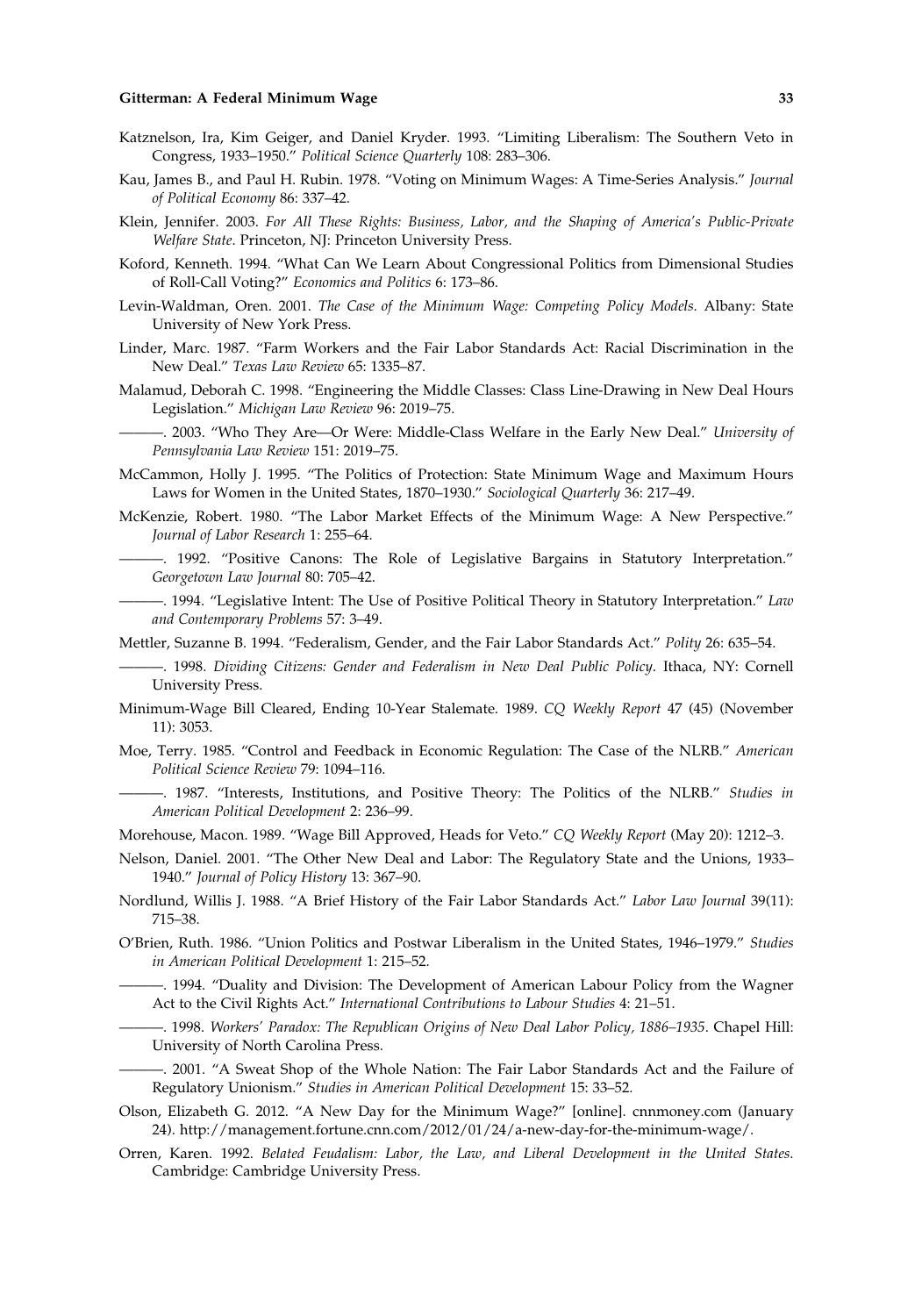Katznelson, Ira, Kim Geiger, and Daniel Kryder. 1993. "Limiting Liberalism: The Southern Veto in Congress, 1933–1950." *Political Science Quarterly* 108: 283–306.

Kau, James B., and Paul H. Rubin. 1978. "Voting on Minimum Wages: A Time-Series Analysis." *Journal of Political Economy* 86: 337–42.

Klein, Jennifer. 2003. *For All These Rights: Business, Labor, and the Shaping of America's Public-Private Welfare State*. Princeton, NJ: Princeton University Press.

Koford, Kenneth. 1994. "What Can We Learn About Congressional Politics from Dimensional Studies of Roll-Call Voting?" *Economics and Politics* 6: 173–86.

Levin-Waldman, Oren. 2001. *The Case of the Minimum Wage: Competing Policy Models*. Albany: State University of New York Press.

Linder, Marc. 1987. "Farm Workers and the Fair Labor Standards Act: Racial Discrimination in the New Deal." *Texas Law Review* 65: 1335–87.

Malamud, Deborah C. 1998. "Engineering the Middle Classes: Class Line-Drawing in New Deal Hours Legislation." *Michigan Law Review* 96: 2019–75.

———. 2003. "Who They Are—Or Were: Middle-Class Welfare in the Early New Deal." *University of Pennsylvania Law Review* 151: 2019–75.

McCammon, Holly J. 1995. "The Politics of Protection: State Minimum Wage and Maximum Hours Laws for Women in the United States, 1870–1930." *Sociological Quarterly* 36: 217–49.

McKenzie, Robert. 1980. "The Labor Market Effects of the Minimum Wage: A New Perspective." *Journal of Labor Research* 1: 255–64.

———. 1992. "Positive Canons: The Role of Legislative Bargains in Statutory Interpretation." *Georgetown Law Journal* 80: 705–42.

———. 1994. "Legislative Intent: The Use of Positive Political Theory in Statutory Interpretation." *Law and Contemporary Problems* 57: 3–49.

Mettler, Suzanne B. 1994. "Federalism, Gender, and the Fair Labor Standards Act." *Polity* 26: 635–54.

———. 1998. *Dividing Citizens: Gender and Federalism in New Deal Public Policy*. Ithaca, NY: Cornell University Press.

Minimum-Wage Bill Cleared, Ending 10-Year Stalemate. 1989. *CQ Weekly Report* 47 (45) (November 11): 3053.

Moe, Terry. 1985. "Control and Feedback in Economic Regulation: The Case of the NLRB." *American Political Science Review* 79: 1094–116.

———. 1987. "Interests, Institutions, and Positive Theory: The Politics of the NLRB." *Studies in American Political Development* 2: 236–99.

Morehouse, Macon. 1989. "Wage Bill Approved, Heads for Veto." *CQ Weekly Report* (May 20): 1212–3.

Nelson, Daniel. 2001. "The Other New Deal and Labor: The Regulatory State and the Unions, 1933–1940." *Journal of Policy History* 13: 367–90.

Nordlund, Willis J. 1988. "A Brief History of the Fair Labor Standards Act." *Labor Law Journal* 39(11): 715–38.

O'Brien, Ruth. 1986. "Union Politics and Postwar Liberalism in the United States, 1946–1979." *Studies in American Political Development* 1: 215–52.

———. 1994. "Duality and Division: The Development of American Labour Policy from the Wagner Act to the Civil Rights Act." *International Contributions to Labour Studies* 4: 21–51.

———. 1998. *Workers' Paradox: The Republican Origins of New Deal Labor Policy, 1886–1935*. Chapel Hill: University of North Carolina Press.

———. 2001. "A Sweat Shop of the Whole Nation: The Fair Labor Standards Act and the Failure of Regulatory Unionism." *Studies in American Political Development* 15: 33–52.

Olson, Elizabeth G. 2012. "A New Day for the Minimum Wage?" [online]. cnnmoney.com (January 24). http://management.fortune.cnn.com/2012/01/24/a-new-day-for-the-minimum-wage/.

Orren, Karen. 1992. *Belated Feudalism: Labor, the Law, and Liberal Development in the United States*. Cambridge: Cambridge University Press.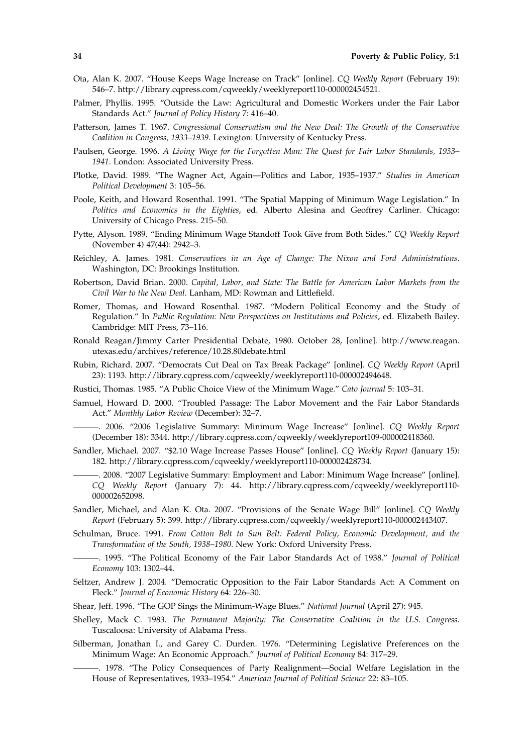Ota, Alan K. 2007. "House Keeps Wage Increase on Track" [online]. *CQ Weekly Report* (February 19): 546–7. http://library.cqpress.com/cqweekly/weeklyreport110-000002454521.

Palmer, Phyllis. 1995. "Outside the Law: Agricultural and Domestic Workers under the Fair Labor Standards Act." *Journal of Policy History* 7: 416–40.

Patterson, James T. 1967. *Congressional Conservatism and the New Deal: The Growth of the Conservative Coalition in Congress, 1933–1939*. Lexington: University of Kentucky Press.

Paulsen, George. 1996. *A Living Wage for the Forgotten Man: The Quest for Fair Labor Standards, 1933–1941*. London: Associated University Press.

Plotke, David. 1989. "The Wagner Act, Again—Politics and Labor, 1935–1937." *Studies in American Political Development* 3: 105–56.

Poole, Keith, and Howard Rosenthal. 1991. "The Spatial Mapping of Minimum Wage Legislation." In *Politics and Economics in the Eighties*, ed. Alberto Alesina and Geoffrey Carliner. Chicago: University of Chicago Press. 215–50.

Pytte, Alyson. 1989. "Ending Minimum Wage Standoff Took Give from Both Sides." *CQ Weekly Report* (November 4) 47(44): 2942–3.

Reichley, A. James. 1981. *Conservatives in an Age of Change: The Nixon and Ford Administrations*. Washington, DC: Brookings Institution.

Robertson, David Brian. 2000. *Capital, Labor, and State: The Battle for American Labor Markets from the Civil War to the New Deal*. Lanham, MD: Rowman and Littlefield.

Romer, Thomas, and Howard Rosenthal. 1987. "Modern Political Economy and the Study of Regulation." In *Public Regulation: New Perspectives on Institutions and Policies*, ed. Elizabeth Bailey. Cambridge: MIT Press, 73–116.

Ronald Reagan/Jimmy Carter Presidential Debate, 1980. October 28, [online]. http://www.reagan.utexas.edu/archives/reference/10.28.80debate.html

Rubin, Richard. 2007. "Democrats Cut Deal on Tax Break Package" [online]. *CQ Weekly Report* (April 23): 1193. http://library.cqpress.com/cqweekly/weeklyreport110-000002494648.

Rustici, Thomas. 1985. "A Public Choice View of the Minimum Wage." *Cato Journal* 5: 103–31.

Samuel, Howard D. 2000. "Troubled Passage: The Labor Movement and the Fair Labor Standards Act." *Monthly Labor Review* (December): 32–7.

———. 2006. "2006 Legislative Summary: Minimum Wage Increase" [online]. *CQ Weekly Report* (December 18): 3344. http://library.cqpress.com/cqweekly/weeklyreport109-000002418360.

Sandler, Michael. 2007. "$2.10 Wage Increase Passes House" [online]. *CQ Weekly Report* (January 15): 182. http://library.cqpress.com/cqweekly/weeklyreport110-000002428734.

———. 2008. "2007 Legislative Summary: Employment and Labor: Minimum Wage Increase" [online]. *CQ Weekly Report* (January 7): 44. http://library.cqpress.com/cqweekly/weeklyreport110-000002652098.

Sandler, Michael, and Alan K. Ota. 2007. "Provisions of the Senate Wage Bill" [online]. *CQ Weekly Report* (February 5): 399. http://library.cqpress.com/cqweekly/weeklyreport110-000002443407.

Schulman, Bruce. 1991. *From Cotton Belt to Sun Belt: Federal Policy, Economic Development, and the Transformation of the South, 1938–1980*. New York: Oxford University Press.

———. 1995. "The Political Economy of the Fair Labor Standards Act of 1938." *Journal of Political Economy* 103: 1302–44.

Seltzer, Andrew J. 2004. "Democratic Opposition to the Fair Labor Standards Act: A Comment on Fleck." *Journal of Economic History* 64: 226–30.

Shear, Jeff. 1996. "The GOP Sings the Minimum-Wage Blues." *National Journal* (April 27): 945.

Shelley, Mack C. 1983. *The Permanent Majority: The Conservative Coalition in the U.S. Congress*. Tuscaloosa: University of Alabama Press.

Silberman, Jonathan I., and Garey C. Durden. 1976. "Determining Legislative Preferences on the Minimum Wage: An Economic Approach." *Journal of Political Economy* 84: 317–29.

———. 1978. "The Policy Consequences of Party Realignment—Social Welfare Legislation in the House of Representatives, 1933–1954." *American Journal of Political Science* 22: 83–105.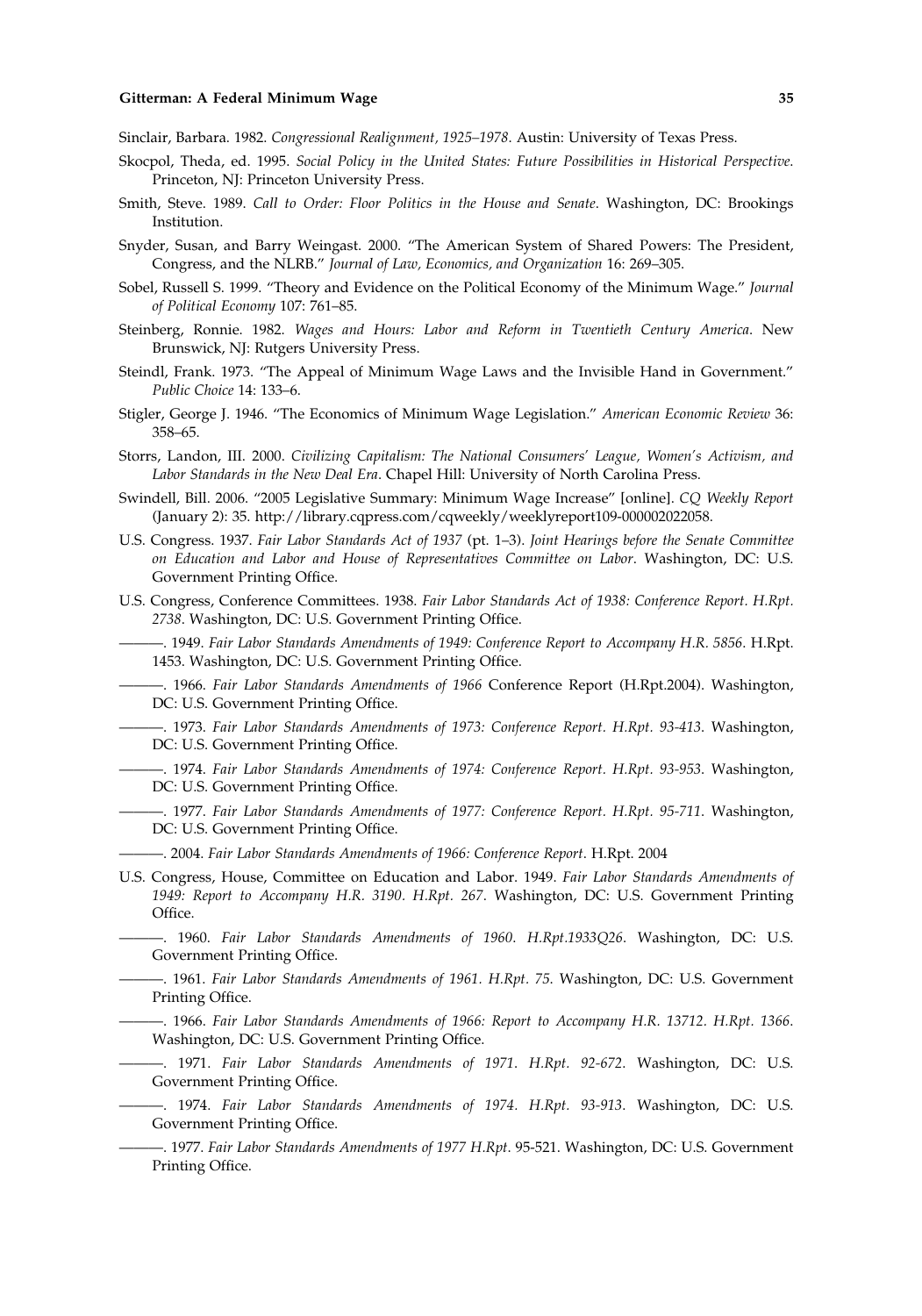Sinclair, Barbara. 1982. *Congressional Realignment, 1925–1978*. Austin: University of Texas Press.

Skocpol, Theda, ed. 1995. *Social Policy in the United States: Future Possibilities in Historical Perspective*. Princeton, NJ: Princeton University Press.

Smith, Steve. 1989. *Call to Order: Floor Politics in the House and Senate*. Washington, DC: Brookings Institution.

Snyder, Susan, and Barry Weingast. 2000. "The American System of Shared Powers: The President, Congress, and the NLRB." *Journal of Law, Economics, and Organization* 16: 269–305.

Sobel, Russell S. 1999. "Theory and Evidence on the Political Economy of the Minimum Wage." *Journal of Political Economy* 107: 761–85.

Steinberg, Ronnie. 1982. *Wages and Hours: Labor and Reform in Twentieth Century America*. New Brunswick, NJ: Rutgers University Press.

Steindl, Frank. 1973. "The Appeal of Minimum Wage Laws and the Invisible Hand in Government." *Public Choice* 14: 133–6.

Stigler, George J. 1946. "The Economics of Minimum Wage Legislation." *American Economic Review* 36: 358–65.

Storrs, Landon, III. 2000. *Civilizing Capitalism: The National Consumers' League, Women's Activism, and Labor Standards in the New Deal Era*. Chapel Hill: University of North Carolina Press.

Swindell, Bill. 2006. "2005 Legislative Summary: Minimum Wage Increase" [online]. *CQ Weekly Report* (January 2): 35. http://library.cqpress.com/cqweekly/weeklyreport109-000002022058.

U.S. Congress. 1937. *Fair Labor Standards Act of 1937* (pt. 1–3). *Joint Hearings before the Senate Committee on Education and Labor and House of Representatives Committee on Labor*. Washington, DC: U.S. Government Printing Office.

U.S. Congress, Conference Committees. 1938. *Fair Labor Standards Act of 1938: Conference Report. H.Rpt. 2738*. Washington, DC: U.S. Government Printing Office.

———. 1949. *Fair Labor Standards Amendments of 1949: Conference Report to Accompany H.R. 5856*. H.Rpt. 1453. Washington, DC: U.S. Government Printing Office.

———. 1966. *Fair Labor Standards Amendments of 1966* Conference Report (H.Rpt.2004). Washington, DC: U.S. Government Printing Office.

———. 1973. *Fair Labor Standards Amendments of 1973: Conference Report. H.Rpt. 93-413*. Washington, DC: U.S. Government Printing Office.

———. 1974. *Fair Labor Standards Amendments of 1974: Conference Report. H.Rpt. 93-953*. Washington, DC: U.S. Government Printing Office.

———. 1977. *Fair Labor Standards Amendments of 1977: Conference Report. H.Rpt. 95-711*. Washington, DC: U.S. Government Printing Office.

———. 2004. *Fair Labor Standards Amendments of 1966: Conference Report*. H.Rpt. 2004

U.S. Congress, House, Committee on Education and Labor. 1949. *Fair Labor Standards Amendments of 1949: Report to Accompany H.R. 3190. H.Rpt. 267*. Washington, DC: U.S. Government Printing Office.

———. 1960. *Fair Labor Standards Amendments of 1960. H.Rpt.1933Q26*. Washington, DC: U.S. Government Printing Office.

———. 1961. *Fair Labor Standards Amendments of 1961. H.Rpt. 75*. Washington, DC: U.S. Government Printing Office.

———. 1966. *Fair Labor Standards Amendments of 1966: Report to Accompany H.R. 13712. H.Rpt. 1366*. Washington, DC: U.S. Government Printing Office.

———. 1971. *Fair Labor Standards Amendments of 1971. H.Rpt. 92-672*. Washington, DC: U.S. Government Printing Office.

———. 1974. *Fair Labor Standards Amendments of 1974. H.Rpt. 93-913*. Washington, DC: U.S. Government Printing Office.

———. 1977. *Fair Labor Standards Amendments of 1977 H.Rpt*. 95-521. Washington, DC: U.S. Government Printing Office.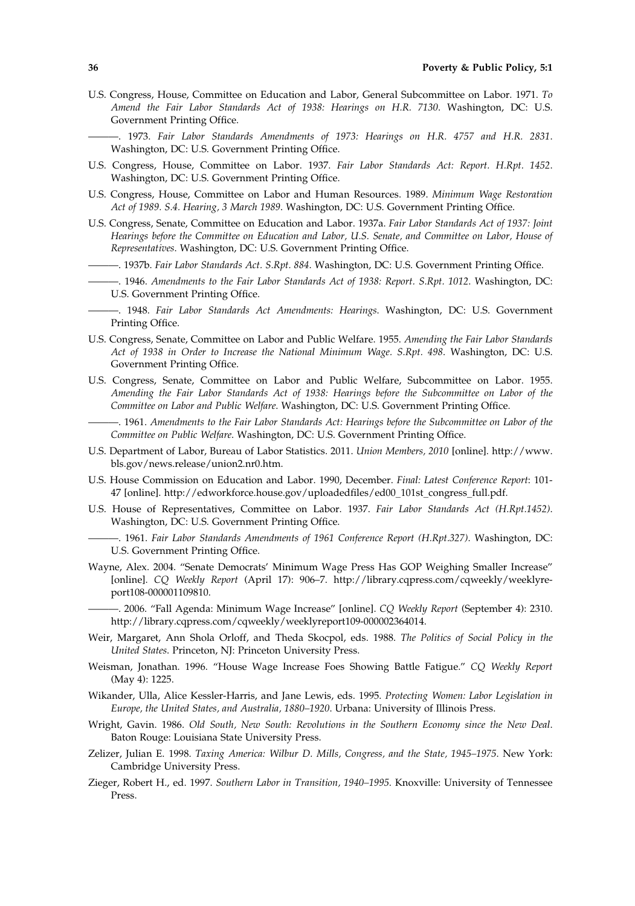U.S. Congress, House, Committee on Education and Labor, General Subcommittee on Labor. 1971. *To Amend the Fair Labor Standards Act of 1938: Hearings on H.R. 7130*. Washington, DC: U.S. Government Printing Office.

———. 1973. *Fair Labor Standards Amendments of 1973: Hearings on H.R. 4757 and H.R. 2831*. Washington, DC: U.S. Government Printing Office.

U.S. Congress, House, Committee on Labor. 1937. *Fair Labor Standards Act: Report. H.Rpt. 1452*. Washington, DC: U.S. Government Printing Office.

U.S. Congress, House, Committee on Labor and Human Resources. 1989. *Minimum Wage Restoration Act of 1989. S.4. Hearing, 3 March 1989*. Washington, DC: U.S. Government Printing Office.

U.S. Congress, Senate, Committee on Education and Labor. 1937a. *Fair Labor Standards Act of 1937: Joint Hearings before the Committee on Education and Labor, U.S. Senate, and Committee on Labor, House of Representatives*. Washington, DC: U.S. Government Printing Office.

———. 1937b. *Fair Labor Standards Act. S.Rpt. 884*. Washington, DC: U.S. Government Printing Office.

———. 1946. *Amendments to the Fair Labor Standards Act of 1938: Report. S.Rpt. 1012*. Washington, DC: U.S. Government Printing Office.

———. 1948. *Fair Labor Standards Act Amendments: Hearings*. Washington, DC: U.S. Government Printing Office.

U.S. Congress, Senate, Committee on Labor and Public Welfare. 1955. *Amending the Fair Labor Standards Act of 1938 in Order to Increase the National Minimum Wage. S.Rpt. 498*. Washington, DC: U.S. Government Printing Office.

U.S. Congress, Senate, Committee on Labor and Public Welfare, Subcommittee on Labor. 1955. *Amending the Fair Labor Standards Act of 1938: Hearings before the Subcommittee on Labor of the Committee on Labor and Public Welfare*. Washington, DC: U.S. Government Printing Office.

———. 1961. *Amendments to the Fair Labor Standards Act: Hearings before the Subcommittee on Labor of the Committee on Public Welfare*. Washington, DC: U.S. Government Printing Office.

U.S. Department of Labor, Bureau of Labor Statistics. 2011. *Union Members, 2010* [online]. http://www.bls.gov/news.release/union2.nr0.htm.

U.S. House Commission on Education and Labor. 1990, December. *Final: Latest Conference Report*: 101-47 [online]. http://edworkforce.house.gov/uploadedfiles/ed00_101st_congress_full.pdf.

U.S. House of Representatives, Committee on Labor. 1937. *Fair Labor Standards Act (H.Rpt.1452)*. Washington, DC: U.S. Government Printing Office.

———. 1961. *Fair Labor Standards Amendments of 1961 Conference Report (H.Rpt.327)*. Washington, DC: U.S. Government Printing Office.

Wayne, Alex. 2004. "Senate Democrats' Minimum Wage Press Has GOP Weighing Smaller Increase" [online]. *CQ Weekly Report* (April 17): 906–7. http://library.cqpress.com/cqweekly/weeklyreport108-000001109810.

———. 2006. "Fall Agenda: Minimum Wage Increase" [online]. *CQ Weekly Report* (September 4): 2310. http://library.cqpress.com/cqweekly/weeklyreport109-000002364014.

Weir, Margaret, Ann Shola Orloff, and Theda Skocpol, eds. 1988. *The Politics of Social Policy in the United States*. Princeton, NJ: Princeton University Press.

Weisman, Jonathan. 1996. "House Wage Increase Foes Showing Battle Fatigue." *CQ Weekly Report* (May 4): 1225.

Wikander, Ulla, Alice Kessler-Harris, and Jane Lewis, eds. 1995. *Protecting Women: Labor Legislation in Europe, the United States, and Australia, 1880–1920*. Urbana: University of Illinois Press.

Wright, Gavin. 1986. *Old South, New South: Revolutions in the Southern Economy since the New Deal*. Baton Rouge: Louisiana State University Press.

Zelizer, Julian E. 1998. *Taxing America: Wilbur D. Mills, Congress, and the State, 1945–1975*. New York: Cambridge University Press.

Zieger, Robert H., ed. 1997. *Southern Labor in Transition, 1940–1995*. Knoxville: University of Tennessee Press.